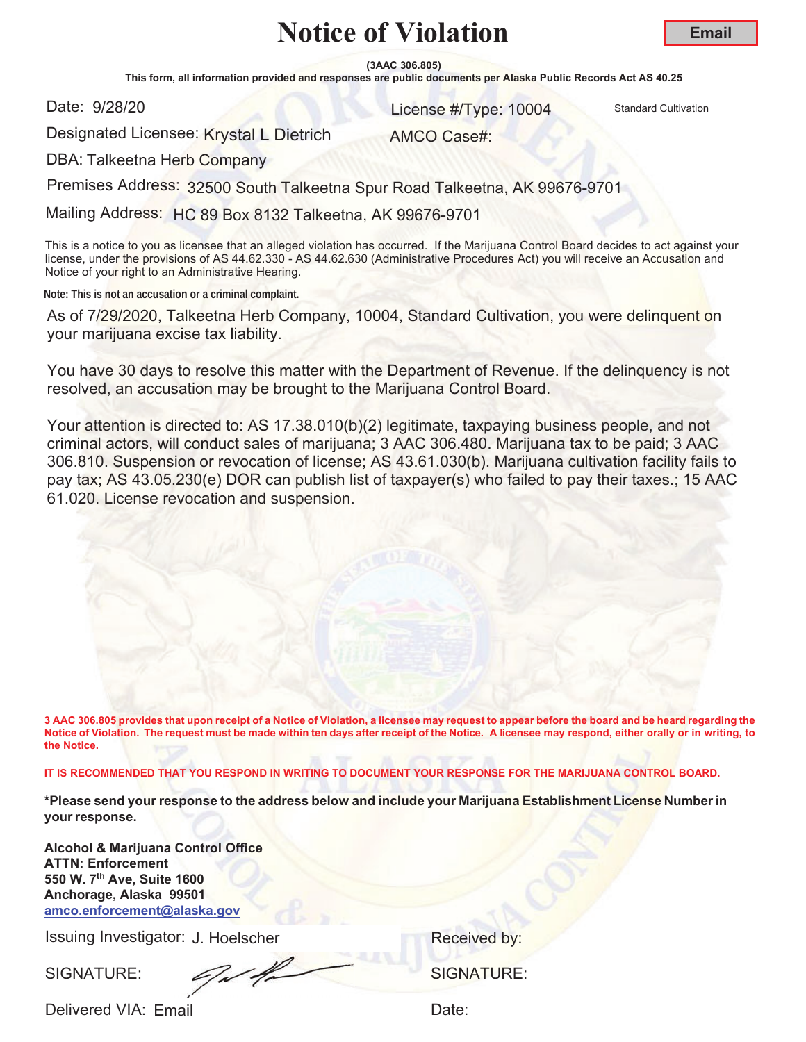# Notice of Violation

**Email**

**(3AAC 306.805)**

**This form, all information provided and responses are public documents per Alaska Public Records Act AS 40.25**

Date: 9/28/20

License #/Type: 10004 Standard Cultivation

Designated Licensee: Krystal L Dietrich

AMCO Case#:

DBA: Talkeetna Herb Company

Premises Address: 32500 South Talkeetna Spur Road Talkeetna, AK 99676-9701

Mailing Address: HC 89 Box 8132 Talkeetna, AK 99676-9701

This is a notice to you as licensee that an alleged violation has occurred. If the Marijuana Control Board decides to act against your license, under the provisions of AS 44.62.330 - AS 44.62.630 (Administrative Procedures Act) you will receive an Accusation and Notice of your right to an Administrative Hearing.

**Note: This is not an accusation or a criminal complaint.**

As of 7/29/2020, Talkeetna Herb Company, 10004, Standard Cultivation, you were delinquent on your marijuana excise tax liability.

You have 30 days to resolve this matter with the Department of Revenue. If the delinquency is not resolved, an accusation may be brought to the Marijuana Control Board.

Your attention is directed to: AS 17.38.010(b)(2) legitimate, taxpaying business people, and not criminal actors, will conduct sales of marijuana; 3 AAC 306.480. Marijuana tax to be paid; 3 AAC 306.810. Suspension or revocation of license; AS 43.61.030(b). Marijuana cultivation facility fails to pay tax; AS 43.05.230(e) DOR can publish list of taxpayer(s) who failed to pay their taxes.; 15 AAC 61.020. License revocation and suspension.

**3 AAC 306.805 provides that upon receipt of a Notice of Violation, a licensee may request to appear before the board and be heard regarding the Notice of Violation. The request must be made within ten days after receipt of the Notice. A licensee may respond, either orally or in writing, to the Notice.**

**IT IS RECOMMENDED THAT YOU RESPOND IN WRITING TO DOCUMENT YOUR RESPONSE FOR THE MARIJUANA CONTROL BOARD.**

**\*Please send your response to the address below and include your Marijuana Establishment License Number in your response.**

**Alcohol & Marijuana Control Office**
**ATTN: Enforcement**
**550 W. 7th Ave, Suite 1600**
**Anchorage, Alaska 99501**
**amco.enforcement@alaska.gov**

Issuing Investigator: J. Hoelscher

Received by:

SIGNATURE:

SIGNATURE:

Delivered VIA: Email

Date: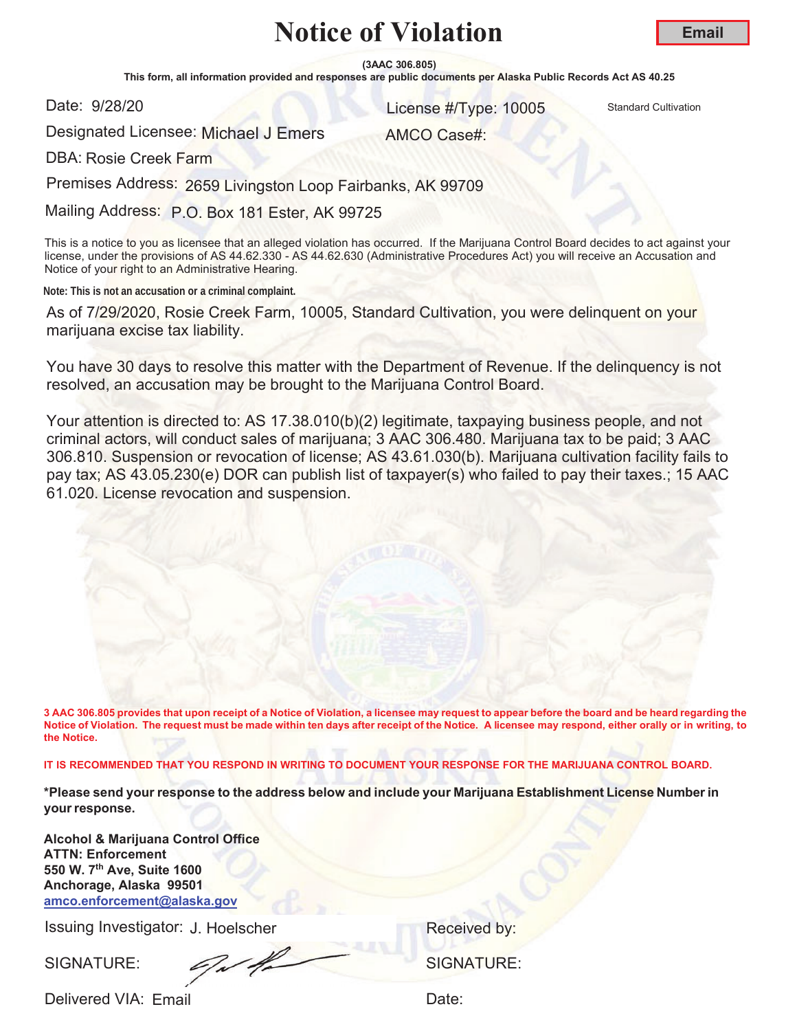# Notice of Violation

**Email**

**(3AAC 306.805)**

**This form, all information provided and responses are public documents per Alaska Public Records Act AS 40.25**

Date: 9/28/20

License #/Type: 10005 Standard Cultivation

Designated Licensee: Michael J Emers

AMCO Case#:

DBA: Rosie Creek Farm

Premises Address: 2659 Livingston Loop Fairbanks, AK 99709

Mailing Address: P.O. Box 181 Ester, AK 99725

This is a notice to you as licensee that an alleged violation has occurred. If the Marijuana Control Board decides to act against your license, under the provisions of AS 44.62.330 - AS 44.62.630 (Administrative Procedures Act) you will receive an Accusation and Notice of your right to an Administrative Hearing.

**Note: This is not an accusation or a criminal complaint.**

As of 7/29/2020, Rosie Creek Farm, 10005, Standard Cultivation, you were delinquent on your marijuana excise tax liability.

You have 30 days to resolve this matter with the Department of Revenue. If the delinquency is not resolved, an accusation may be brought to the Marijuana Control Board.

Your attention is directed to: AS 17.38.010(b)(2) legitimate, taxpaying business people, and not criminal actors, will conduct sales of marijuana; 3 AAC 306.480. Marijuana tax to be paid; 3 AAC 306.810. Suspension or revocation of license; AS 43.61.030(b). Marijuana cultivation facility fails to pay tax; AS 43.05.230(e) DOR can publish list of taxpayer(s) who failed to pay their taxes.; 15 AAC 61.020. License revocation and suspension.

**3 AAC 306.805 provides that upon receipt of a Notice of Violation, a licensee may request to appear before the board and be heard regarding the Notice of Violation. The request must be made within ten days after receipt of the Notice. A licensee may respond, either orally or in writing, to the Notice.**

**IT IS RECOMMENDED THAT YOU RESPOND IN WRITING TO DOCUMENT YOUR RESPONSE FOR THE MARIJUANA CONTROL BOARD.**

**\*Please send your response to the address below and include your Marijuana Establishment License Number in your response.**

**Alcohol & Marijuana Control Office**
**ATTN: Enforcement**
**550 W. 7th Ave, Suite 1600**
**Anchorage, Alaska 99501**
**amco.enforcement@alaska.gov**

Issuing Investigator: J. Hoelscher

SIGNATURE:

Delivered VIA: Email

Received by:

SIGNATURE:

Date: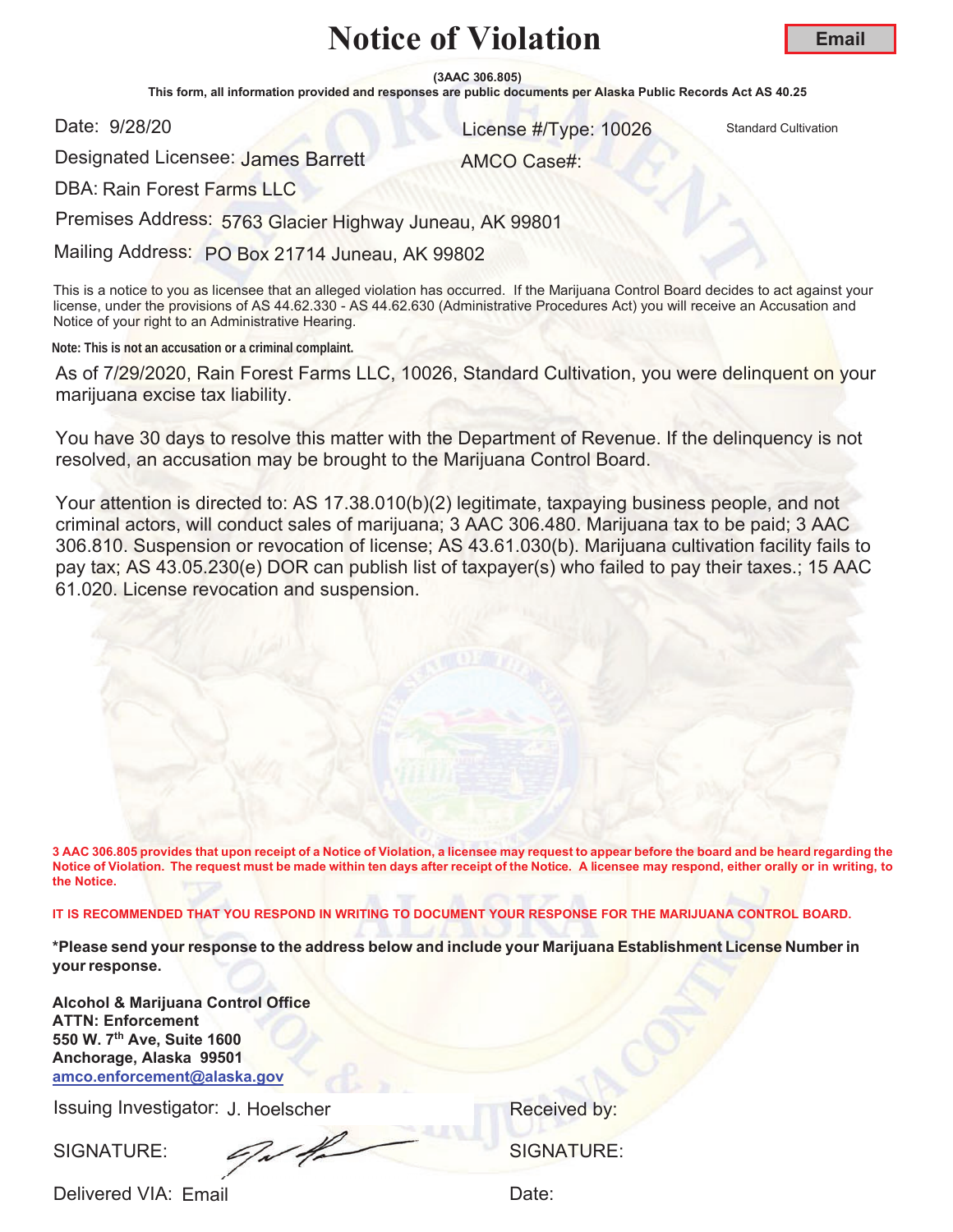# Notice of Violation

**Email**

**(3AAC 306.805)**

**This form, all information provided and responses are public documents per Alaska Public Records Act AS 40.25**

Date: 9/28/20

License #/Type: 10026 Standard Cultivation

Designated Licensee: James Barrett

AMCO Case#:

DBA: Rain Forest Farms LLC

Premises Address: 5763 Glacier Highway Juneau, AK 99801

Mailing Address: PO Box 21714 Juneau, AK 99802

This is a notice to you as licensee that an alleged violation has occurred. If the Marijuana Control Board decides to act against your license, under the provisions of AS 44.62.330 - AS 44.62.630 (Administrative Procedures Act) you will receive an Accusation and Notice of your right to an Administrative Hearing.

**Note: This is not an accusation or a criminal complaint.**

As of 7/29/2020, Rain Forest Farms LLC, 10026, Standard Cultivation, you were delinquent on your marijuana excise tax liability.

You have 30 days to resolve this matter with the Department of Revenue. If the delinquency is not resolved, an accusation may be brought to the Marijuana Control Board.

Your attention is directed to: AS 17.38.010(b)(2) legitimate, taxpaying business people, and not criminal actors, will conduct sales of marijuana; 3 AAC 306.480. Marijuana tax to be paid; 3 AAC 306.810. Suspension or revocation of license; AS 43.61.030(b). Marijuana cultivation facility fails to pay tax; AS 43.05.230(e) DOR can publish list of taxpayer(s) who failed to pay their taxes.; 15 AAC 61.020. License revocation and suspension.

**3 AAC 306.805 provides that upon receipt of a Notice of Violation, a licensee may request to appear before the board and be heard regarding the Notice of Violation. The request must be made within ten days after receipt of the Notice. A licensee may respond, either orally or in writing, to the Notice.**

**IT IS RECOMMENDED THAT YOU RESPOND IN WRITING TO DOCUMENT YOUR RESPONSE FOR THE MARIJUANA CONTROL BOARD.**

**\*Please send your response to the address below and include your Marijuana Establishment License Number in your response.**

**Alcohol & Marijuana Control Office**
**ATTN: Enforcement**
**550 W. 7th Ave, Suite 1600**
**Anchorage, Alaska 99501**
**amco.enforcement@alaska.gov**

Issuing Investigator: J. Hoelscher

Received by:

SIGNATURE: [signature]

SIGNATURE:

Delivered VIA: Email

Date: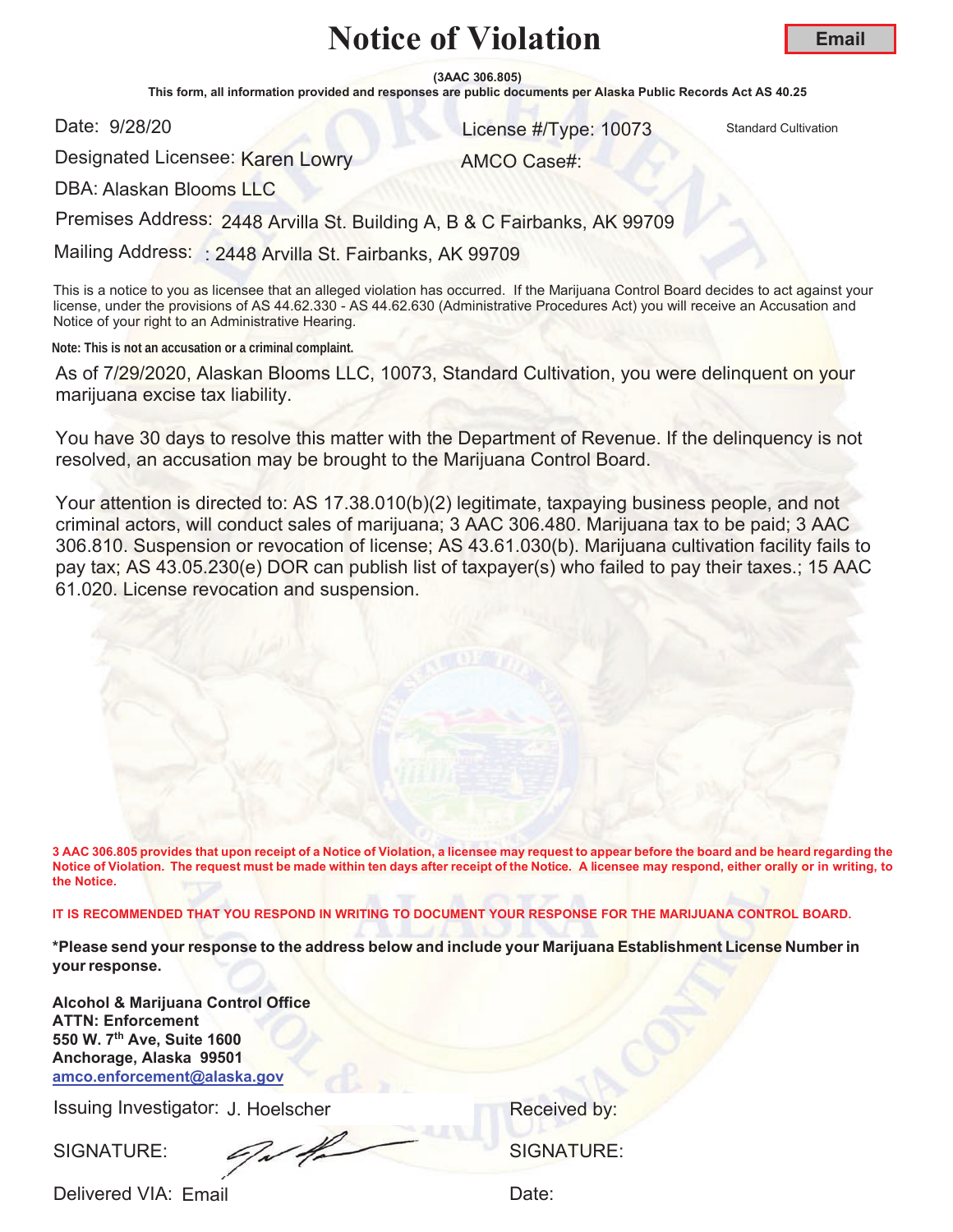# Notice of Violation

**Email**

**(3AAC 306.805)**

**This form, all information provided and responses are public documents per Alaska Public Records Act AS 40.25**

Date: 9/28/20

License #/Type: 10073 Standard Cultivation

Designated Licensee: Karen Lowry

AMCO Case#:

DBA: Alaskan Blooms LLC

Premises Address: 2448 Arvilla St. Building A, B & C Fairbanks, AK 99709

Mailing Address: : 2448 Arvilla St. Fairbanks, AK 99709

This is a notice to you as licensee that an alleged violation has occurred. If the Marijuana Control Board decides to act against your license, under the provisions of AS 44.62.330 - AS 44.62.630 (Administrative Procedures Act) you will receive an Accusation and Notice of your right to an Administrative Hearing.

**Note: This is not an accusation or a criminal complaint.**

As of 7/29/2020, Alaskan Blooms LLC, 10073, Standard Cultivation, you were delinquent on your marijuana excise tax liability.

You have 30 days to resolve this matter with the Department of Revenue. If the delinquency is not resolved, an accusation may be brought to the Marijuana Control Board.

Your attention is directed to: AS 17.38.010(b)(2) legitimate, taxpaying business people, and not criminal actors, will conduct sales of marijuana; 3 AAC 306.480. Marijuana tax to be paid; 3 AAC 306.810. Suspension or revocation of license; AS 43.61.030(b). Marijuana cultivation facility fails to pay tax; AS 43.05.230(e) DOR can publish list of taxpayer(s) who failed to pay their taxes.; 15 AAC 61.020. License revocation and suspension.

**3 AAC 306.805 provides that upon receipt of a Notice of Violation, a licensee may request to appear before the board and be heard regarding the Notice of Violation. The request must be made within ten days after receipt of the Notice. A licensee may respond, either orally or in writing, to the Notice.**

**IT IS RECOMMENDED THAT YOU RESPOND IN WRITING TO DOCUMENT YOUR RESPONSE FOR THE MARIJUANA CONTROL BOARD.**

**\*Please send your response to the address below and include your Marijuana Establishment License Number in your response.**

**Alcohol & Marijuana Control Office**
**ATTN: Enforcement**
**550 W. 7th Ave, Suite 1600**
**Anchorage, Alaska 99501**
**amco.enforcement@alaska.gov**

Issuing Investigator: J. Hoelscher

Received by:

SIGNATURE:

SIGNATURE:

Delivered VIA: Email

Date: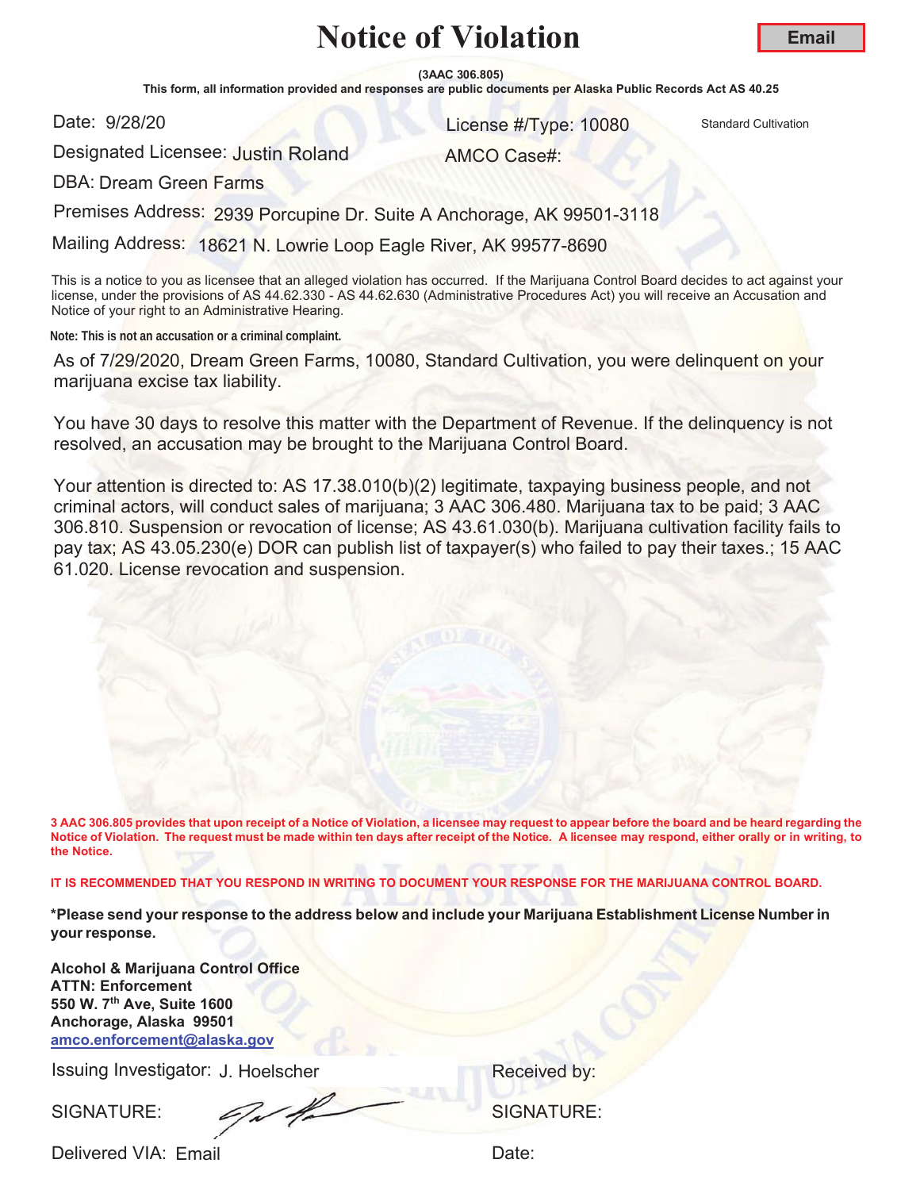# Notice of Violation

**Email**

**(3AAC 306.805)**

**This form, all information provided and responses are public documents per Alaska Public Records Act AS 40.25**

Date: 9/28/20

License #/Type: 10080 Standard Cultivation

Designated Licensee: Justin Roland

AMCO Case#:

DBA: Dream Green Farms

Premises Address: 2939 Porcupine Dr. Suite A Anchorage, AK 99501-3118

Mailing Address: 18621 N. Lowrie Loop Eagle River, AK 99577-8690

This is a notice to you as licensee that an alleged violation has occurred. If the Marijuana Control Board decides to act against your license, under the provisions of AS 44.62.330 - AS 44.62.630 (Administrative Procedures Act) you will receive an Accusation and Notice of your right to an Administrative Hearing.

**Note: This is not an accusation or a criminal complaint.**

As of 7/29/2020, Dream Green Farms, 10080, Standard Cultivation, you were delinquent on your marijuana excise tax liability.

You have 30 days to resolve this matter with the Department of Revenue. If the delinquency is not resolved, an accusation may be brought to the Marijuana Control Board.

Your attention is directed to: AS 17.38.010(b)(2) legitimate, taxpaying business people, and not criminal actors, will conduct sales of marijuana; 3 AAC 306.480. Marijuana tax to be paid; 3 AAC 306.810. Suspension or revocation of license; AS 43.61.030(b). Marijuana cultivation facility fails to pay tax; AS 43.05.230(e) DOR can publish list of taxpayer(s) who failed to pay their taxes.; 15 AAC 61.020. License revocation and suspension.

**3 AAC 306.805 provides that upon receipt of a Notice of Violation, a licensee may request to appear before the board and be heard regarding the Notice of Violation. The request must be made within ten days after receipt of the Notice. A licensee may respond, either orally or in writing, to the Notice.**

**IT IS RECOMMENDED THAT YOU RESPOND IN WRITING TO DOCUMENT YOUR RESPONSE FOR THE MARIJUANA CONTROL BOARD.**

**\*Please send your response to the address below and include your Marijuana Establishment License Number in your response.**

**Alcohol & Marijuana Control Office**
**ATTN: Enforcement**
**550 W. 7th Ave, Suite 1600**
**Anchorage, Alaska 99501**
**amco.enforcement@alaska.gov**

Issuing Investigator: J. Hoelscher

Received by:

SIGNATURE:

SIGNATURE:

Delivered VIA: Email

Date: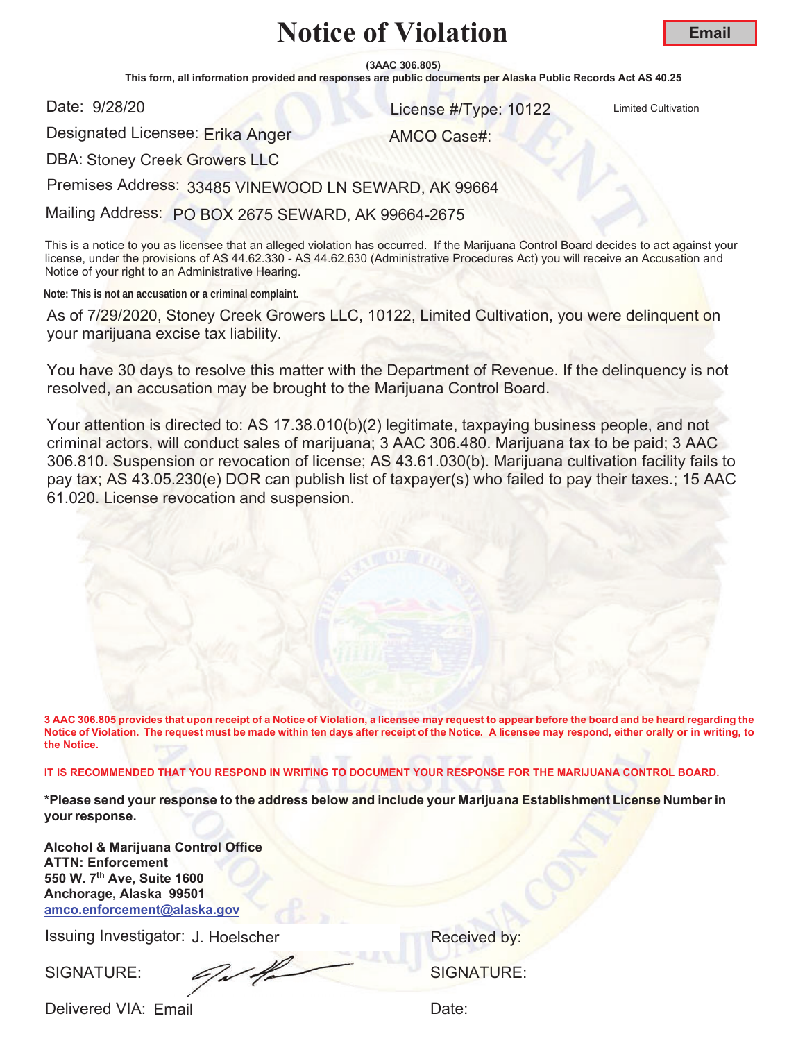# Notice of Violation

**Email**

**(3AAC 306.805)**

**This form, all information provided and responses are public documents per Alaska Public Records Act AS 40.25**

Date: 9/28/20

License #/Type: 10122 Limited Cultivation

Designated Licensee: Erika Anger

AMCO Case#:

DBA: Stoney Creek Growers LLC

Premises Address: 33485 VINEWOOD LN SEWARD, AK 99664

Mailing Address: PO BOX 2675 SEWARD, AK 99664-2675

This is a notice to you as licensee that an alleged violation has occurred. If the Marijuana Control Board decides to act against your license, under the provisions of AS 44.62.330 - AS 44.62.630 (Administrative Procedures Act) you will receive an Accusation and Notice of your right to an Administrative Hearing.

**Note: This is not an accusation or a criminal complaint.**

As of 7/29/2020, Stoney Creek Growers LLC, 10122, Limited Cultivation, you were delinquent on your marijuana excise tax liability.

You have 30 days to resolve this matter with the Department of Revenue. If the delinquency is not resolved, an accusation may be brought to the Marijuana Control Board.

Your attention is directed to: AS 17.38.010(b)(2) legitimate, taxpaying business people, and not criminal actors, will conduct sales of marijuana; 3 AAC 306.480. Marijuana tax to be paid; 3 AAC 306.810. Suspension or revocation of license; AS 43.61.030(b). Marijuana cultivation facility fails to pay tax; AS 43.05.230(e) DOR can publish list of taxpayer(s) who failed to pay their taxes.; 15 AAC 61.020. License revocation and suspension.

**3 AAC 306.805 provides that upon receipt of a Notice of Violation, a licensee may request to appear before the board and be heard regarding the Notice of Violation. The request must be made within ten days after receipt of the Notice. A licensee may respond, either orally or in writing, to the Notice.**

**IT IS RECOMMENDED THAT YOU RESPOND IN WRITING TO DOCUMENT YOUR RESPONSE FOR THE MARIJUANA CONTROL BOARD.**

**\*Please send your response to the address below and include your Marijuana Establishment License Number in your response.**

**Alcohol & Marijuana Control Office**
**ATTN: Enforcement**
**550 W. 7th Ave, Suite 1600**
**Anchorage, Alaska 99501**
**amco.enforcement@alaska.gov**

Issuing Investigator: J. Hoelscher

Received by:

SIGNATURE:

SIGNATURE:

Delivered VIA: Email

Date: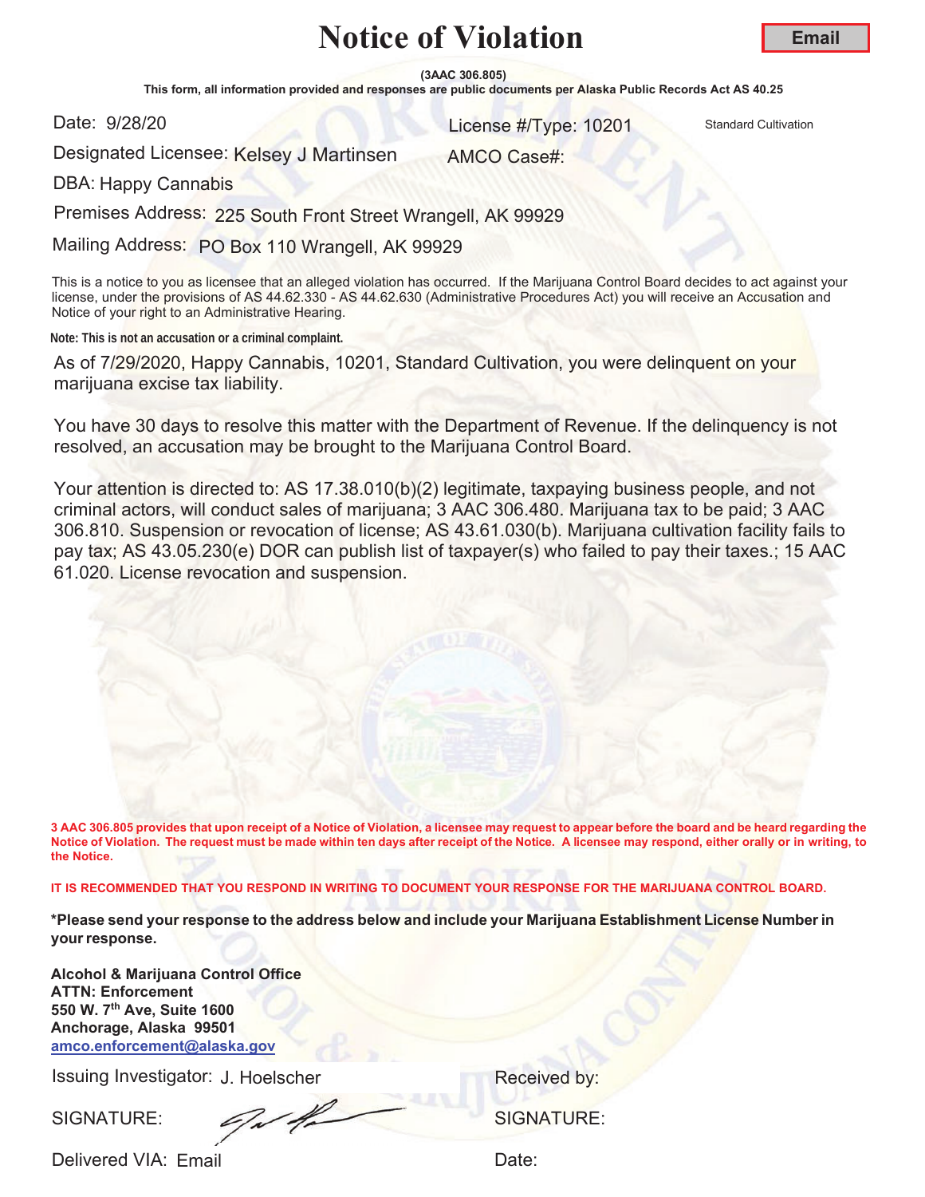# Notice of Violation

**Email**

**(3AAC 306.805)**

**This form, all information provided and responses are public documents per Alaska Public Records Act AS 40.25**

Date: 9/28/20

License #/Type: 10201 Standard Cultivation

Designated Licensee: Kelsey J Martinsen

AMCO Case#:

DBA: Happy Cannabis

Premises Address: 225 South Front Street Wrangell, AK 99929

Mailing Address: PO Box 110 Wrangell, AK 99929

This is a notice to you as licensee that an alleged violation has occurred. If the Marijuana Control Board decides to act against your license, under the provisions of AS 44.62.330 - AS 44.62.630 (Administrative Procedures Act) you will receive an Accusation and Notice of your right to an Administrative Hearing.

**Note: This is not an accusation or a criminal complaint.**

As of 7/29/2020, Happy Cannabis, 10201, Standard Cultivation, you were delinquent on your marijuana excise tax liability.

You have 30 days to resolve this matter with the Department of Revenue. If the delinquency is not resolved, an accusation may be brought to the Marijuana Control Board.

Your attention is directed to: AS 17.38.010(b)(2) legitimate, taxpaying business people, and not criminal actors, will conduct sales of marijuana; 3 AAC 306.480. Marijuana tax to be paid; 3 AAC 306.810. Suspension or revocation of license; AS 43.61.030(b). Marijuana cultivation facility fails to pay tax; AS 43.05.230(e) DOR can publish list of taxpayer(s) who failed to pay their taxes.; 15 AAC 61.020. License revocation and suspension.

**3 AAC 306.805 provides that upon receipt of a Notice of Violation, a licensee may request to appear before the board and be heard regarding the Notice of Violation. The request must be made within ten days after receipt of the Notice. A licensee may respond, either orally or in writing, to the Notice.**

**IT IS RECOMMENDED THAT YOU RESPOND IN WRITING TO DOCUMENT YOUR RESPONSE FOR THE MARIJUANA CONTROL BOARD.**

**\*Please send your response to the address below and include your Marijuana Establishment License Number in your response.**

**Alcohol & Marijuana Control Office**
**ATTN: Enforcement**
**550 W. 7th Ave, Suite 1600**
**Anchorage, Alaska 99501**
**amco.enforcement@alaska.gov**

Issuing Investigator: J. Hoelscher

Received by:

SIGNATURE:

SIGNATURE:

Delivered VIA: Email

Date: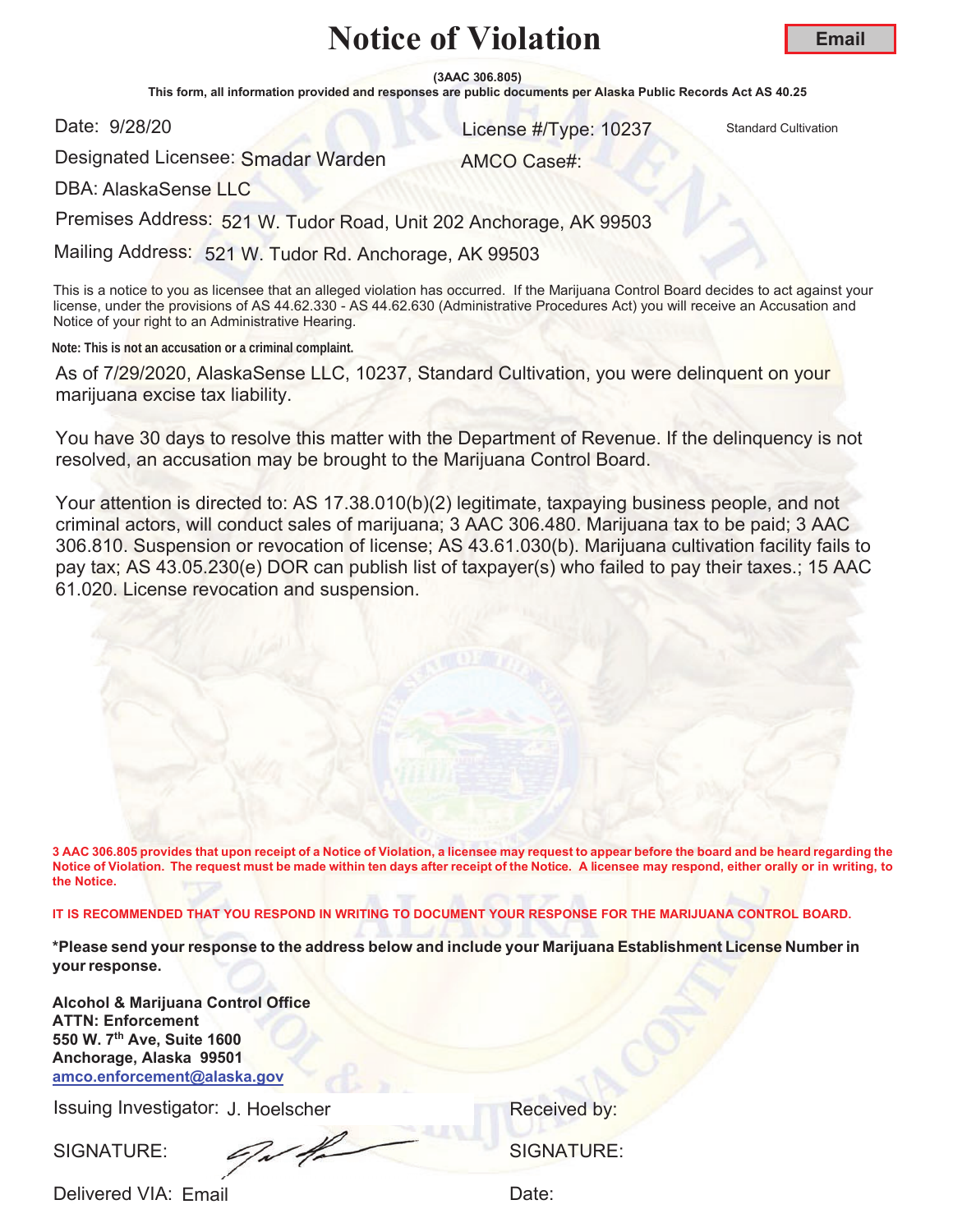# Notice of Violation

**Email**

**(3AAC 306.805)**

**This form, all information provided and responses are public documents per Alaska Public Records Act AS 40.25**

Date: 9/28/20

License #/Type: 10237 Standard Cultivation

Designated Licensee: Smadar Warden

AMCO Case#:

DBA: AlaskaSense LLC

Premises Address: 521 W. Tudor Road, Unit 202 Anchorage, AK 99503

Mailing Address: 521 W. Tudor Rd. Anchorage, AK 99503

This is a notice to you as licensee that an alleged violation has occurred. If the Marijuana Control Board decides to act against your license, under the provisions of AS 44.62.330 - AS 44.62.630 (Administrative Procedures Act) you will receive an Accusation and Notice of your right to an Administrative Hearing.

**Note: This is not an accusation or a criminal complaint.**

As of 7/29/2020, AlaskaSense LLC, 10237, Standard Cultivation, you were delinquent on your marijuana excise tax liability.

You have 30 days to resolve this matter with the Department of Revenue. If the delinquency is not resolved, an accusation may be brought to the Marijuana Control Board.

Your attention is directed to: AS 17.38.010(b)(2) legitimate, taxpaying business people, and not criminal actors, will conduct sales of marijuana; 3 AAC 306.480. Marijuana tax to be paid; 3 AAC 306.810. Suspension or revocation of license; AS 43.61.030(b). Marijuana cultivation facility fails to pay tax; AS 43.05.230(e) DOR can publish list of taxpayer(s) who failed to pay their taxes.; 15 AAC 61.020. License revocation and suspension.

**3 AAC 306.805 provides that upon receipt of a Notice of Violation, a licensee may request to appear before the board and be heard regarding the Notice of Violation. The request must be made within ten days after receipt of the Notice. A licensee may respond, either orally or in writing, to the Notice.**

**IT IS RECOMMENDED THAT YOU RESPOND IN WRITING TO DOCUMENT YOUR RESPONSE FOR THE MARIJUANA CONTROL BOARD.**

**\*Please send your response to the address below and include your Marijuana Establishment License Number in your response.**

**Alcohol & Marijuana Control Office**
**ATTN: Enforcement**
**550 W. 7th Ave, Suite 1600**
**Anchorage, Alaska 99501**
**amco.enforcement@alaska.gov**

Issuing Investigator: J. Hoelscher

Received by:

SIGNATURE:

SIGNATURE:

Delivered VIA: Email

Date: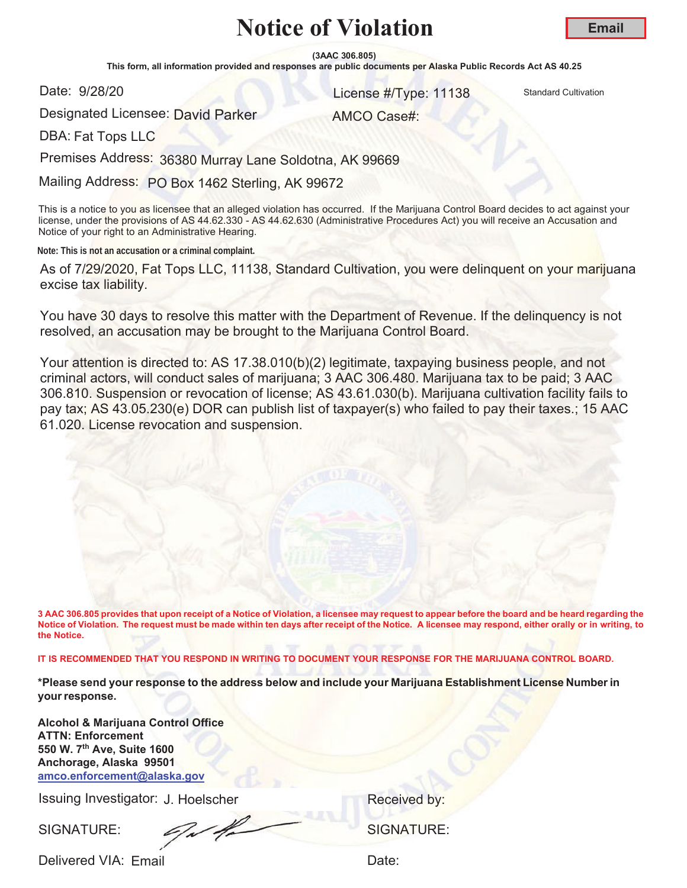# Notice of Violation

**Email**

**(3AAC 306.805)**

**This form, all information provided and responses are public documents per Alaska Public Records Act AS 40.25**

Date: 9/28/20

License #/Type: 11138 Standard Cultivation

Designated Licensee: David Parker

AMCO Case#:

DBA: Fat Tops LLC

Premises Address: 36380 Murray Lane Soldotna, AK 99669

Mailing Address: PO Box 1462 Sterling, AK 99672

This is a notice to you as licensee that an alleged violation has occurred. If the Marijuana Control Board decides to act against your license, under the provisions of AS 44.62.330 - AS 44.62.630 (Administrative Procedures Act) you will receive an Accusation and Notice of your right to an Administrative Hearing.

**Note: This is not an accusation or a criminal complaint.**

As of 7/29/2020, Fat Tops LLC, 11138, Standard Cultivation, you were delinquent on your marijuana excise tax liability.

You have 30 days to resolve this matter with the Department of Revenue. If the delinquency is not resolved, an accusation may be brought to the Marijuana Control Board.

Your attention is directed to: AS 17.38.010(b)(2) legitimate, taxpaying business people, and not criminal actors, will conduct sales of marijuana; 3 AAC 306.480. Marijuana tax to be paid; 3 AAC 306.810. Suspension or revocation of license; AS 43.61.030(b). Marijuana cultivation facility fails to pay tax; AS 43.05.230(e) DOR can publish list of taxpayer(s) who failed to pay their taxes.; 15 AAC 61.020. License revocation and suspension.

**3 AAC 306.805 provides that upon receipt of a Notice of Violation, a licensee may request to appear before the board and be heard regarding the Notice of Violation. The request must be made within ten days after receipt of the Notice. A licensee may respond, either orally or in writing, to the Notice.**

**IT IS RECOMMENDED THAT YOU RESPOND IN WRITING TO DOCUMENT YOUR RESPONSE FOR THE MARIJUANA CONTROL BOARD.**

**\*Please send your response to the address below and include your Marijuana Establishment License Number in your response.**

**Alcohol & Marijuana Control Office**
**ATTN: Enforcement**
**550 W. 7th Ave, Suite 1600**
**Anchorage, Alaska 99501**
**amco.enforcement@alaska.gov**

Issuing Investigator: J. Hoelscher

Received by:

SIGNATURE:

SIGNATURE:

Delivered VIA: Email

Date: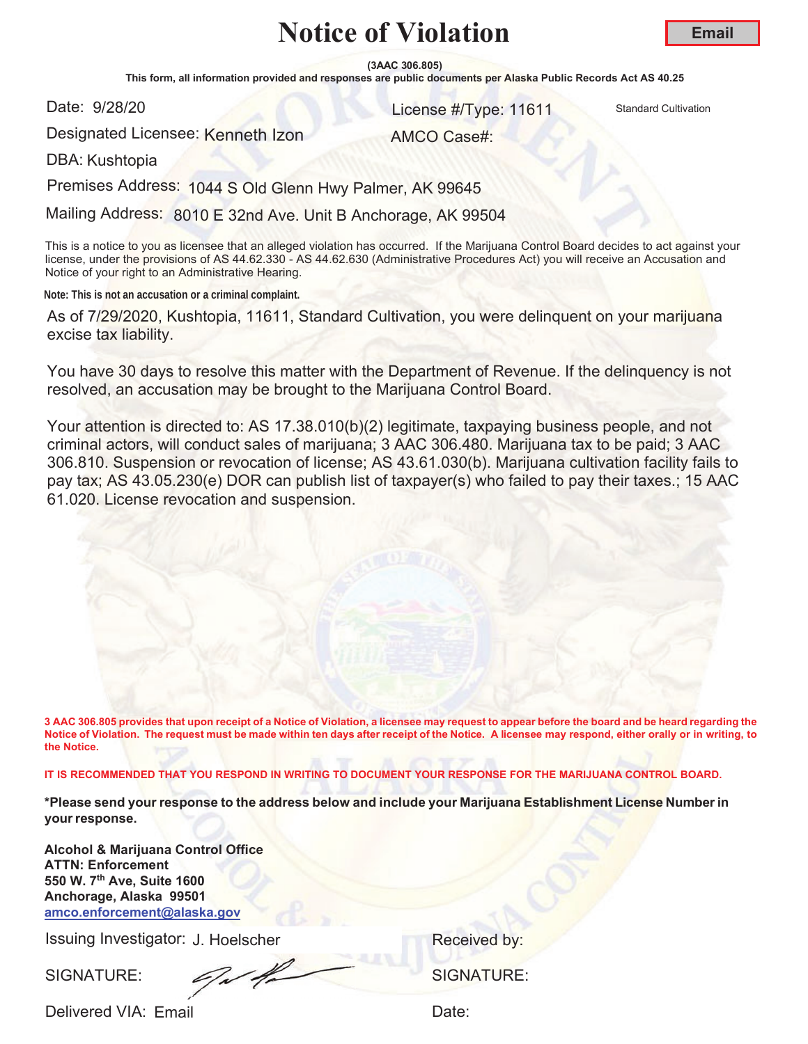# Notice of Violation

**Email**

**(3AAC 306.805)**

**This form, all information provided and responses are public documents per Alaska Public Records Act AS 40.25**

Date: 9/28/20

License #/Type: 11611 Standard Cultivation

Designated Licensee: Kenneth Izon

AMCO Case#:

DBA: Kushtopia

Premises Address: 1044 S Old Glenn Hwy Palmer, AK 99645

Mailing Address: 8010 E 32nd Ave. Unit B Anchorage, AK 99504

This is a notice to you as licensee that an alleged violation has occurred. If the Marijuana Control Board decides to act against your license, under the provisions of AS 44.62.330 - AS 44.62.630 (Administrative Procedures Act) you will receive an Accusation and Notice of your right to an Administrative Hearing.

**Note: This is not an accusation or a criminal complaint.**

As of 7/29/2020, Kushtopia, 11611, Standard Cultivation, you were delinquent on your marijuana excise tax liability.

You have 30 days to resolve this matter with the Department of Revenue. If the delinquency is not resolved, an accusation may be brought to the Marijuana Control Board.

Your attention is directed to: AS 17.38.010(b)(2) legitimate, taxpaying business people, and not criminal actors, will conduct sales of marijuana; 3 AAC 306.480. Marijuana tax to be paid; 3 AAC 306.810. Suspension or revocation of license; AS 43.61.030(b). Marijuana cultivation facility fails to pay tax; AS 43.05.230(e) DOR can publish list of taxpayer(s) who failed to pay their taxes.; 15 AAC 61.020. License revocation and suspension.

**3 AAC 306.805 provides that upon receipt of a Notice of Violation, a licensee may request to appear before the board and be heard regarding the Notice of Violation. The request must be made within ten days after receipt of the Notice. A licensee may respond, either orally or in writing, to the Notice.**

**IT IS RECOMMENDED THAT YOU RESPOND IN WRITING TO DOCUMENT YOUR RESPONSE FOR THE MARIJUANA CONTROL BOARD.**

**\*Please send your response to the address below and include your Marijuana Establishment License Number in your response.**

**Alcohol & Marijuana Control Office**
**ATTN: Enforcement**
**550 W. 7th Ave, Suite 1600**
**Anchorage, Alaska 99501**
**amco.enforcement@alaska.gov**

Issuing Investigator: J. Hoelscher

Received by:

SIGNATURE:

SIGNATURE:

Delivered VIA: Email

Date: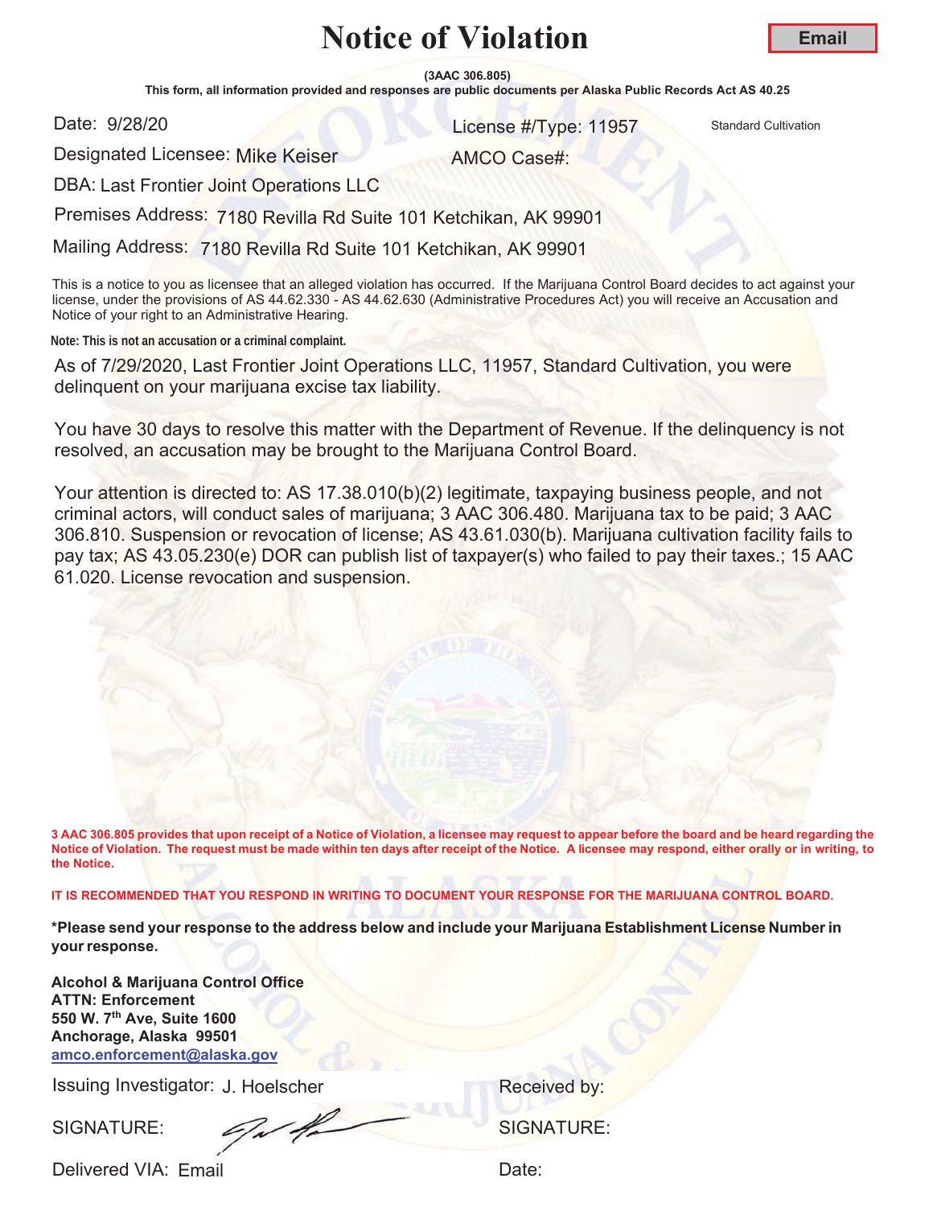# Notice of Violation

**Email**

**(3AAC 306.805)**

**This form, all information provided and responses are public documents per Alaska Public Records Act AS 40.25**

Date: 9/28/20

License #/Type: 11957 Standard Cultivation

Designated Licensee: Mike Keiser

AMCO Case#:

DBA: Last Frontier Joint Operations LLC

Premises Address: 7180 Revilla Rd Suite 101 Ketchikan, AK 99901

Mailing Address: 7180 Revilla Rd Suite 101 Ketchikan, AK 99901

This is a notice to you as licensee that an alleged violation has occurred. If the Marijuana Control Board decides to act against your license, under the provisions of AS 44.62.330 - AS 44.62.630 (Administrative Procedures Act) you will receive an Accusation and Notice of your right to an Administrative Hearing.

**Note: This is not an accusation or a criminal complaint.**

As of 7/29/2020, Last Frontier Joint Operations LLC, 11957, Standard Cultivation, you were delinquent on your marijuana excise tax liability.

You have 30 days to resolve this matter with the Department of Revenue. If the delinquency is not resolved, an accusation may be brought to the Marijuana Control Board.

Your attention is directed to: AS 17.38.010(b)(2) legitimate, taxpaying business people, and not criminal actors, will conduct sales of marijuana; 3 AAC 306.480. Marijuana tax to be paid; 3 AAC 306.810. Suspension or revocation of license; AS 43.61.030(b). Marijuana cultivation facility fails to pay tax; AS 43.05.230(e) DOR can publish list of taxpayer(s) who failed to pay their taxes.; 15 AAC 61.020. License revocation and suspension.

**3 AAC 306.805 provides that upon receipt of a Notice of Violation, a licensee may request to appear before the board and be heard regarding the Notice of Violation. The request must be made within ten days after receipt of the Notice. A licensee may respond, either orally or in writing, to the Notice.**

**IT IS RECOMMENDED THAT YOU RESPOND IN WRITING TO DOCUMENT YOUR RESPONSE FOR THE MARIJUANA CONTROL BOARD.**

**\*Please send your response to the address below and include your Marijuana Establishment License Number in your response.**

**Alcohol & Marijuana Control Office**
**ATTN: Enforcement**
**550 W. 7th Ave, Suite 1600**
**Anchorage, Alaska 99501**
**amco.enforcement@alaska.gov**

Issuing Investigator: J. Hoelscher

Received by:

SIGNATURE:

SIGNATURE:

Delivered VIA: Email

Date: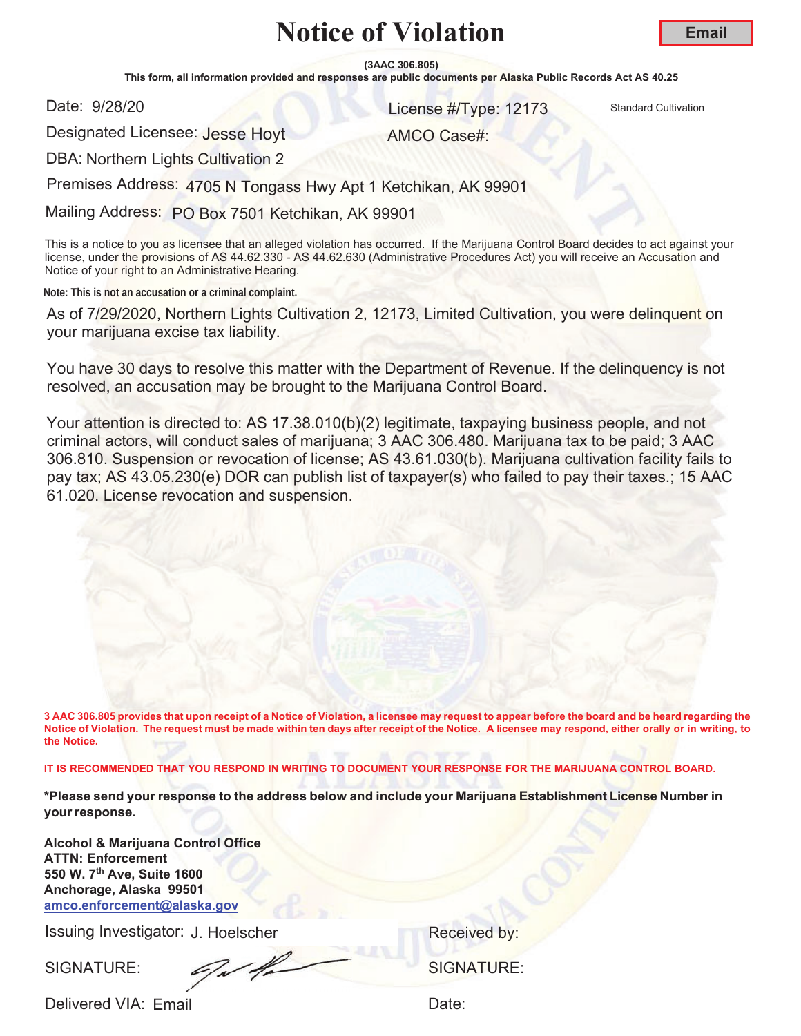# Notice of Violation

**Email**

**(3AAC 306.805)**

**This form, all information provided and responses are public documents per Alaska Public Records Act AS 40.25**

Date: 9/28/20

License #/Type: 12173 Standard Cultivation

Designated Licensee: Jesse Hoyt

AMCO Case#:

DBA: Northern Lights Cultivation 2

Premises Address: 4705 N Tongass Hwy Apt 1 Ketchikan, AK 99901

Mailing Address: PO Box 7501 Ketchikan, AK 99901

This is a notice to you as licensee that an alleged violation has occurred. If the Marijuana Control Board decides to act against your license, under the provisions of AS 44.62.330 - AS 44.62.630 (Administrative Procedures Act) you will receive an Accusation and Notice of your right to an Administrative Hearing.

**Note: This is not an accusation or a criminal complaint.**

As of 7/29/2020, Northern Lights Cultivation 2, 12173, Limited Cultivation, you were delinquent on your marijuana excise tax liability.

You have 30 days to resolve this matter with the Department of Revenue. If the delinquency is not resolved, an accusation may be brought to the Marijuana Control Board.

Your attention is directed to: AS 17.38.010(b)(2) legitimate, taxpaying business people, and not criminal actors, will conduct sales of marijuana; 3 AAC 306.480. Marijuana tax to be paid; 3 AAC 306.810. Suspension or revocation of license; AS 43.61.030(b). Marijuana cultivation facility fails to pay tax; AS 43.05.230(e) DOR can publish list of taxpayer(s) who failed to pay their taxes.; 15 AAC 61.020. License revocation and suspension.

**3 AAC 306.805 provides that upon receipt of a Notice of Violation, a licensee may request to appear before the board and be heard regarding the Notice of Violation. The request must be made within ten days after receipt of the Notice. A licensee may respond, either orally or in writing, to the Notice.**

**IT IS RECOMMENDED THAT YOU RESPOND IN WRITING TO DOCUMENT YOUR RESPONSE FOR THE MARIJUANA CONTROL BOARD.**

**\*Please send your response to the address below and include your Marijuana Establishment License Number in your response.**

**Alcohol & Marijuana Control Office**
**ATTN: Enforcement**
**550 W. 7th Ave, Suite 1600**
**Anchorage, Alaska 99501**
**amco.enforcement@alaska.gov**

Issuing Investigator: J. Hoelscher

Received by:

SIGNATURE:

SIGNATURE:

Delivered VIA: Email

Date: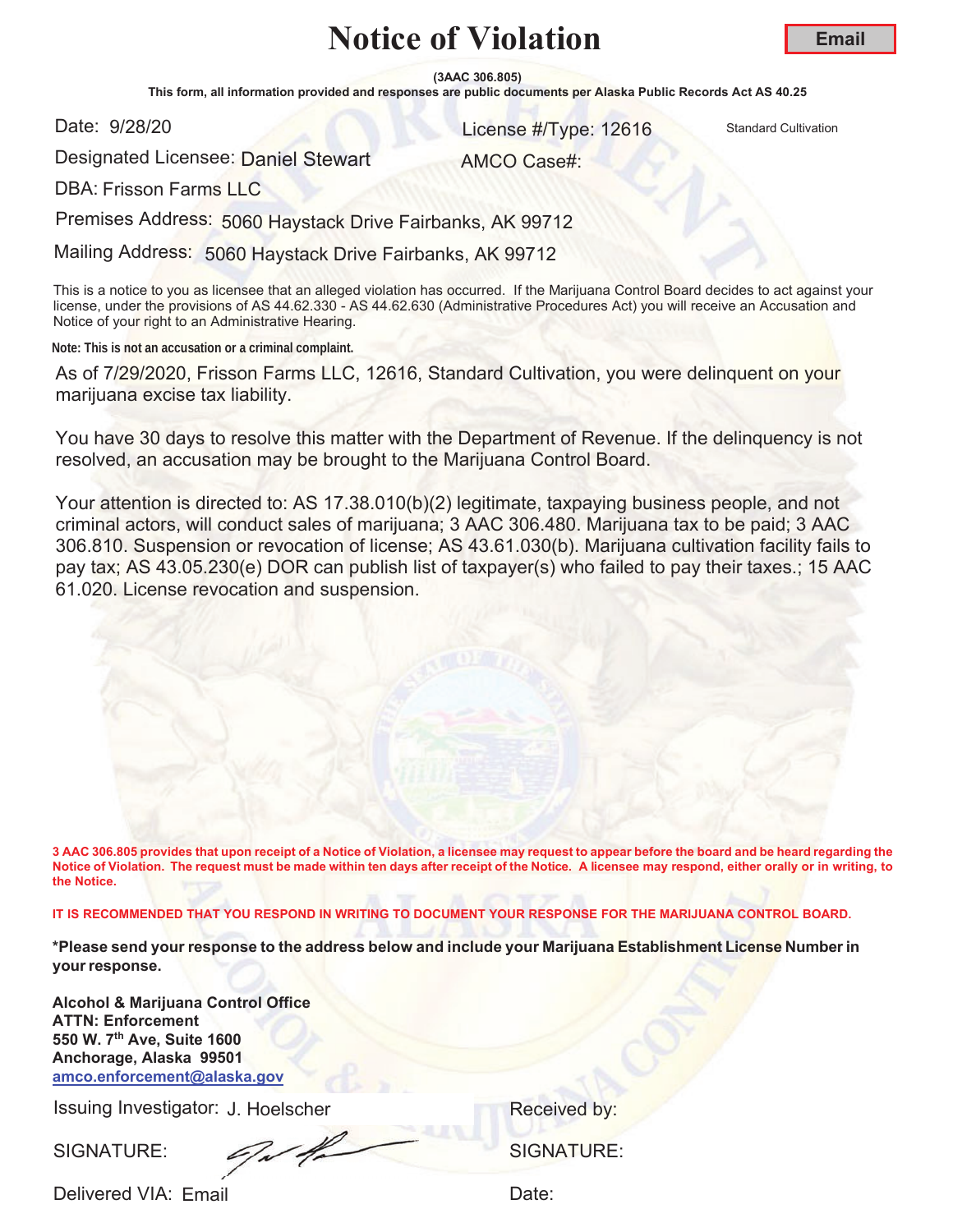# Notice of Violation

**Email**

**(3AAC 306.805)**

**This form, all information provided and responses are public documents per Alaska Public Records Act AS 40.25**

Date: 9/28/20

License #/Type: 12616 Standard Cultivation

Designated Licensee: Daniel Stewart

AMCO Case#:

DBA: Frisson Farms LLC

Premises Address: 5060 Haystack Drive Fairbanks, AK 99712

Mailing Address: 5060 Haystack Drive Fairbanks, AK 99712

This is a notice to you as licensee that an alleged violation has occurred. If the Marijuana Control Board decides to act against your license, under the provisions of AS 44.62.330 - AS 44.62.630 (Administrative Procedures Act) you will receive an Accusation and Notice of your right to an Administrative Hearing.

**Note: This is not an accusation or a criminal complaint.**

As of 7/29/2020, Frisson Farms LLC, 12616, Standard Cultivation, you were delinquent on your marijuana excise tax liability.

You have 30 days to resolve this matter with the Department of Revenue. If the delinquency is not resolved, an accusation may be brought to the Marijuana Control Board.

Your attention is directed to: AS 17.38.010(b)(2) legitimate, taxpaying business people, and not criminal actors, will conduct sales of marijuana; 3 AAC 306.480. Marijuana tax to be paid; 3 AAC 306.810. Suspension or revocation of license; AS 43.61.030(b). Marijuana cultivation facility fails to pay tax; AS 43.05.230(e) DOR can publish list of taxpayer(s) who failed to pay their taxes.; 15 AAC 61.020. License revocation and suspension.

**3 AAC 306.805 provides that upon receipt of a Notice of Violation, a licensee may request to appear before the board and be heard regarding the Notice of Violation. The request must be made within ten days after receipt of the Notice. A licensee may respond, either orally or in writing, to the Notice.**

**IT IS RECOMMENDED THAT YOU RESPOND IN WRITING TO DOCUMENT YOUR RESPONSE FOR THE MARIJUANA CONTROL BOARD.**

**\*Please send your response to the address below and include your Marijuana Establishment License Number in your response.**

**Alcohol & Marijuana Control Office**
**ATTN: Enforcement**
**550 W. 7th Ave, Suite 1600**
**Anchorage, Alaska 99501**
**amco.enforcement@alaska.gov**

Issuing Investigator: J. Hoelscher

Received by:

SIGNATURE:

SIGNATURE:

Delivered VIA: Email

Date: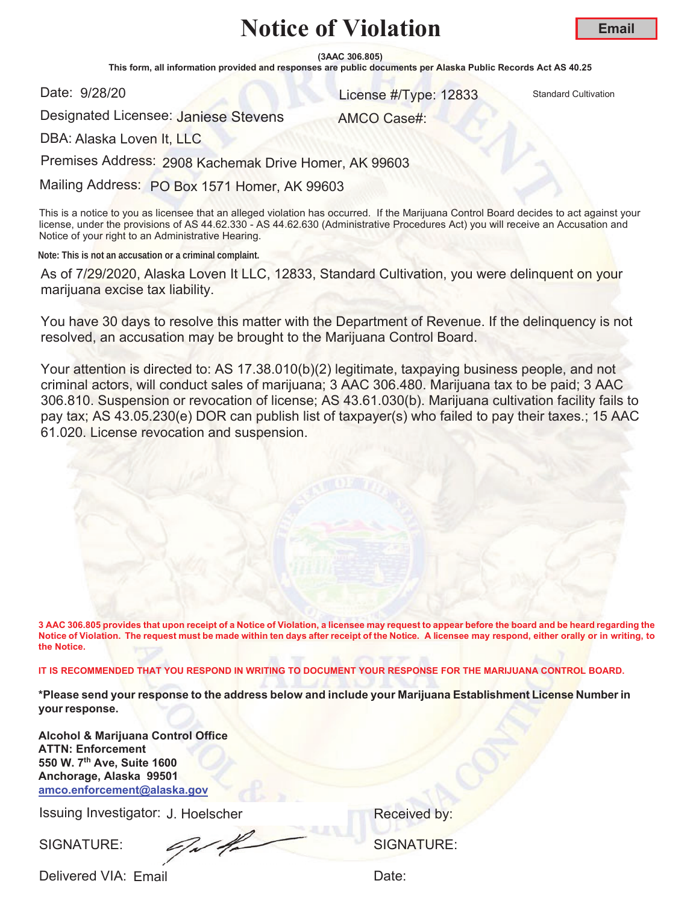# Notice of Violation

**Email**

**(3AAC 306.805)**

**This form, all information provided and responses are public documents per Alaska Public Records Act AS 40.25**

Date: 9/28/20

License #/Type: 12833 Standard Cultivation

Designated Licensee: Janiese Stevens

AMCO Case#:

DBA: Alaska Loven It, LLC

Premises Address: 2908 Kachemak Drive Homer, AK 99603

Mailing Address: PO Box 1571 Homer, AK 99603

This is a notice to you as licensee that an alleged violation has occurred. If the Marijuana Control Board decides to act against your license, under the provisions of AS 44.62.330 - AS 44.62.630 (Administrative Procedures Act) you will receive an Accusation and Notice of your right to an Administrative Hearing.

**Note: This is not an accusation or a criminal complaint.**

As of 7/29/2020, Alaska Loven It LLC, 12833, Standard Cultivation, you were delinquent on your marijuana excise tax liability.

You have 30 days to resolve this matter with the Department of Revenue. If the delinquency is not resolved, an accusation may be brought to the Marijuana Control Board.

Your attention is directed to: AS 17.38.010(b)(2) legitimate, taxpaying business people, and not criminal actors, will conduct sales of marijuana; 3 AAC 306.480. Marijuana tax to be paid; 3 AAC 306.810. Suspension or revocation of license; AS 43.61.030(b). Marijuana cultivation facility fails to pay tax; AS 43.05.230(e) DOR can publish list of taxpayer(s) who failed to pay their taxes.; 15 AAC 61.020. License revocation and suspension.

**3 AAC 306.805 provides that upon receipt of a Notice of Violation, a licensee may request to appear before the board and be heard regarding the Notice of Violation. The request must be made within ten days after receipt of the Notice. A licensee may respond, either orally or in writing, to the Notice.**

**IT IS RECOMMENDED THAT YOU RESPOND IN WRITING TO DOCUMENT YOUR RESPONSE FOR THE MARIJUANA CONTROL BOARD.**

**\*Please send your response to the address below and include your Marijuana Establishment License Number in your response.**

**Alcohol & Marijuana Control Office**
**ATTN: Enforcement**
**550 W. 7th Ave, Suite 1600**
**Anchorage, Alaska 99501**
**amco.enforcement@alaska.gov**

Issuing Investigator: J. Hoelscher

Received by:

SIGNATURE:

SIGNATURE:

Delivered VIA: Email

Date: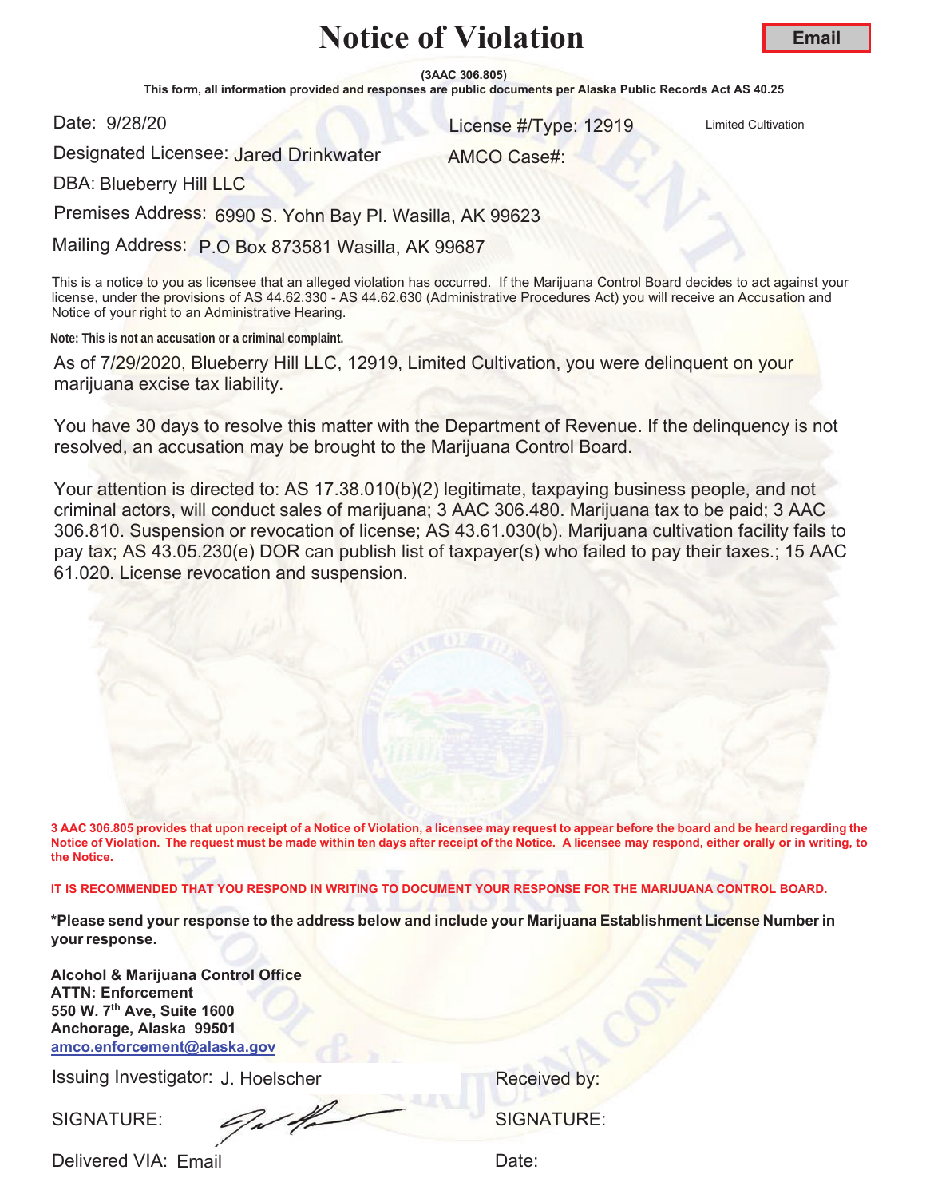# Notice of Violation

**Email**

**(3AAC 306.805)**

**This form, all information provided and responses are public documents per Alaska Public Records Act AS 40.25**

Date: 9/28/20

License #/Type: 12919 Limited Cultivation

Designated Licensee: Jared Drinkwater

AMCO Case#:

DBA: Blueberry Hill LLC

Premises Address: 6990 S. Yohn Bay Pl. Wasilla, AK 99623

Mailing Address: P.O Box 873581 Wasilla, AK 99687

This is a notice to you as licensee that an alleged violation has occurred. If the Marijuana Control Board decides to act against your license, under the provisions of AS 44.62.330 - AS 44.62.630 (Administrative Procedures Act) you will receive an Accusation and Notice of your right to an Administrative Hearing.

**Note: This is not an accusation or a criminal complaint.**

As of 7/29/2020, Blueberry Hill LLC, 12919, Limited Cultivation, you were delinquent on your marijuana excise tax liability.

You have 30 days to resolve this matter with the Department of Revenue. If the delinquency is not resolved, an accusation may be brought to the Marijuana Control Board.

Your attention is directed to: AS 17.38.010(b)(2) legitimate, taxpaying business people, and not criminal actors, will conduct sales of marijuana; 3 AAC 306.480. Marijuana tax to be paid; 3 AAC 306.810. Suspension or revocation of license; AS 43.61.030(b). Marijuana cultivation facility fails to pay tax; AS 43.05.230(e) DOR can publish list of taxpayer(s) who failed to pay their taxes.; 15 AAC 61.020. License revocation and suspension.

**3 AAC 306.805 provides that upon receipt of a Notice of Violation, a licensee may request to appear before the board and be heard regarding the Notice of Violation. The request must be made within ten days after receipt of the Notice. A licensee may respond, either orally or in writing, to the Notice.**

**IT IS RECOMMENDED THAT YOU RESPOND IN WRITING TO DOCUMENT YOUR RESPONSE FOR THE MARIJUANA CONTROL BOARD.**

**\*Please send your response to the address below and include your Marijuana Establishment License Number in your response.**

**Alcohol & Marijuana Control Office**
**ATTN: Enforcement**
**550 W. 7th Ave, Suite 1600**
**Anchorage, Alaska 99501**
**amco.enforcement@alaska.gov**

Issuing Investigator: J. Hoelscher

Received by:

SIGNATURE:

SIGNATURE:

Delivered VIA: Email

Date: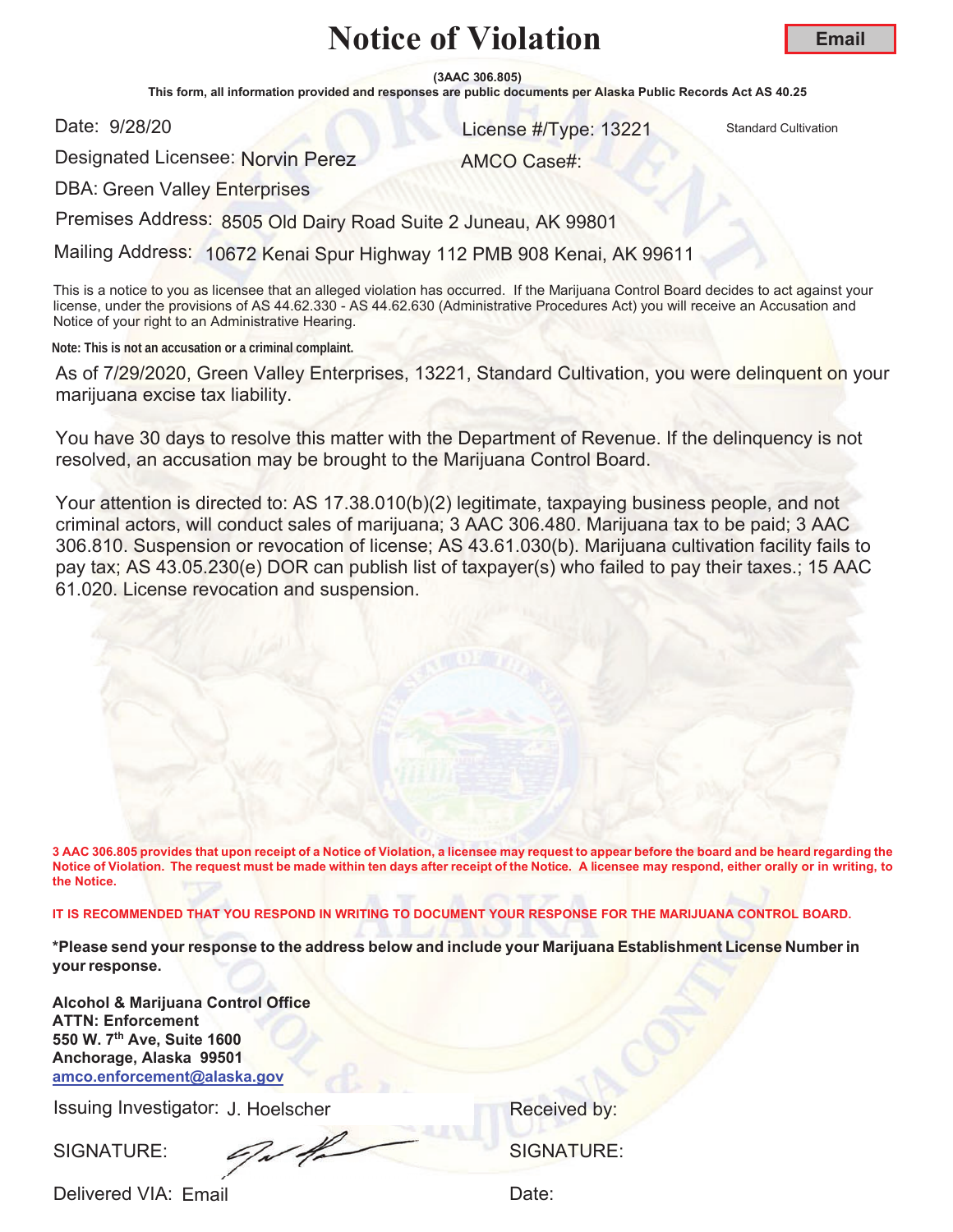# Notice of Violation

**Email**

**(3AAC 306.805)**

**This form, all information provided and responses are public documents per Alaska Public Records Act AS 40.25**

Date: 9/28/20

License #/Type: 13221 Standard Cultivation

Designated Licensee: Norvin Perez

AMCO Case#:

DBA: Green Valley Enterprises

Premises Address: 8505 Old Dairy Road Suite 2 Juneau, AK 99801

Mailing Address: 10672 Kenai Spur Highway 112 PMB 908 Kenai, AK 99611

This is a notice to you as licensee that an alleged violation has occurred. If the Marijuana Control Board decides to act against your license, under the provisions of AS 44.62.330 - AS 44.62.630 (Administrative Procedures Act) you will receive an Accusation and Notice of your right to an Administrative Hearing.

**Note: This is not an accusation or a criminal complaint.**

As of 7/29/2020, Green Valley Enterprises, 13221, Standard Cultivation, you were delinquent on your marijuana excise tax liability.

You have 30 days to resolve this matter with the Department of Revenue. If the delinquency is not resolved, an accusation may be brought to the Marijuana Control Board.

Your attention is directed to: AS 17.38.010(b)(2) legitimate, taxpaying business people, and not criminal actors, will conduct sales of marijuana; 3 AAC 306.480. Marijuana tax to be paid; 3 AAC 306.810. Suspension or revocation of license; AS 43.61.030(b). Marijuana cultivation facility fails to pay tax; AS 43.05.230(e) DOR can publish list of taxpayer(s) who failed to pay their taxes.; 15 AAC 61.020. License revocation and suspension.

**3 AAC 306.805 provides that upon receipt of a Notice of Violation, a licensee may request to appear before the board and be heard regarding the Notice of Violation. The request must be made within ten days after receipt of the Notice. A licensee may respond, either orally or in writing, to the Notice.**

**IT IS RECOMMENDED THAT YOU RESPOND IN WRITING TO DOCUMENT YOUR RESPONSE FOR THE MARIJUANA CONTROL BOARD.**

**\*Please send your response to the address below and include your Marijuana Establishment License Number in your response.**

**Alcohol & Marijuana Control Office**
**ATTN: Enforcement**
**550 W. 7th Ave, Suite 1600**
**Anchorage, Alaska 99501**
**amco.enforcement@alaska.gov**

Issuing Investigator: J. Hoelscher

Received by:

SIGNATURE:

SIGNATURE:

Delivered VIA: Email

Date: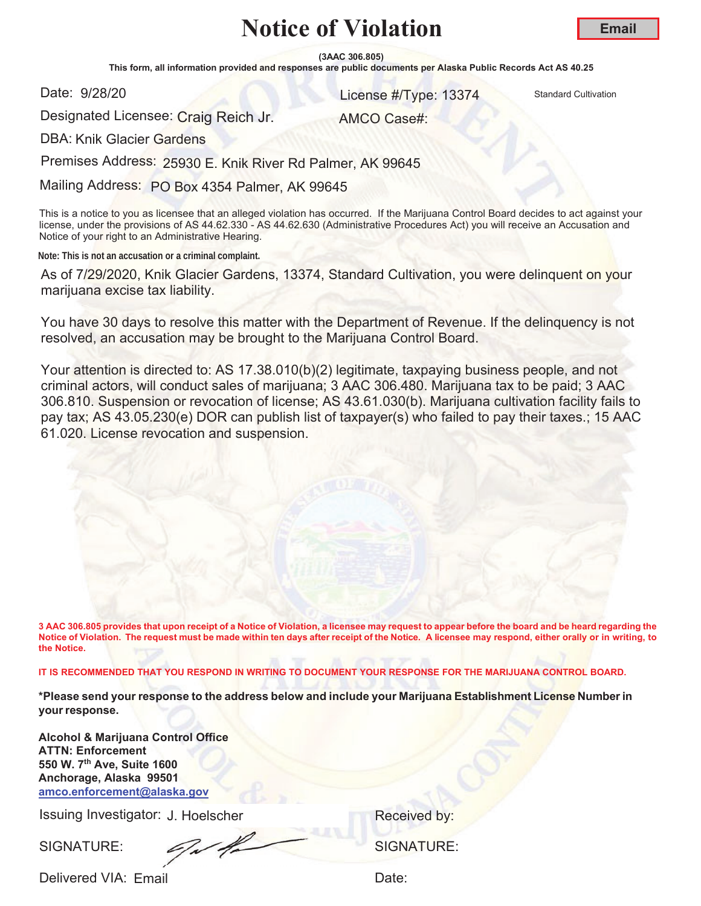# Notice of Violation

**Email**

**(3AAC 306.805)**

**This form, all information provided and responses are public documents per Alaska Public Records Act AS 40.25**

Date: 9/28/20

License #/Type: 13374 Standard Cultivation

Designated Licensee: Craig Reich Jr.

AMCO Case#:

DBA: Knik Glacier Gardens

Premises Address: 25930 E. Knik River Rd Palmer, AK 99645

Mailing Address: PO Box 4354 Palmer, AK 99645

This is a notice to you as licensee that an alleged violation has occurred. If the Marijuana Control Board decides to act against your license, under the provisions of AS 44.62.330 - AS 44.62.630 (Administrative Procedures Act) you will receive an Accusation and Notice of your right to an Administrative Hearing.

**Note: This is not an accusation or a criminal complaint.**

As of 7/29/2020, Knik Glacier Gardens, 13374, Standard Cultivation, you were delinquent on your marijuana excise tax liability.

You have 30 days to resolve this matter with the Department of Revenue. If the delinquency is not resolved, an accusation may be brought to the Marijuana Control Board.

Your attention is directed to: AS 17.38.010(b)(2) legitimate, taxpaying business people, and not criminal actors, will conduct sales of marijuana; 3 AAC 306.480. Marijuana tax to be paid; 3 AAC 306.810. Suspension or revocation of license; AS 43.61.030(b). Marijuana cultivation facility fails to pay tax; AS 43.05.230(e) DOR can publish list of taxpayer(s) who failed to pay their taxes.; 15 AAC 61.020. License revocation and suspension.

**3 AAC 306.805 provides that upon receipt of a Notice of Violation, a licensee may request to appear before the board and be heard regarding the Notice of Violation. The request must be made within ten days after receipt of the Notice. A licensee may respond, either orally or in writing, to the Notice.**

**IT IS RECOMMENDED THAT YOU RESPOND IN WRITING TO DOCUMENT YOUR RESPONSE FOR THE MARIJUANA CONTROL BOARD.**

**\*Please send your response to the address below and include your Marijuana Establishment License Number in your response.**

**Alcohol & Marijuana Control Office**
**ATTN: Enforcement**
**550 W. 7th Ave, Suite 1600**
**Anchorage, Alaska 99501**
**amco.enforcement@alaska.gov**

Issuing Investigator: J. Hoelscher

Received by:

SIGNATURE:

SIGNATURE:

Delivered VIA: Email

Date: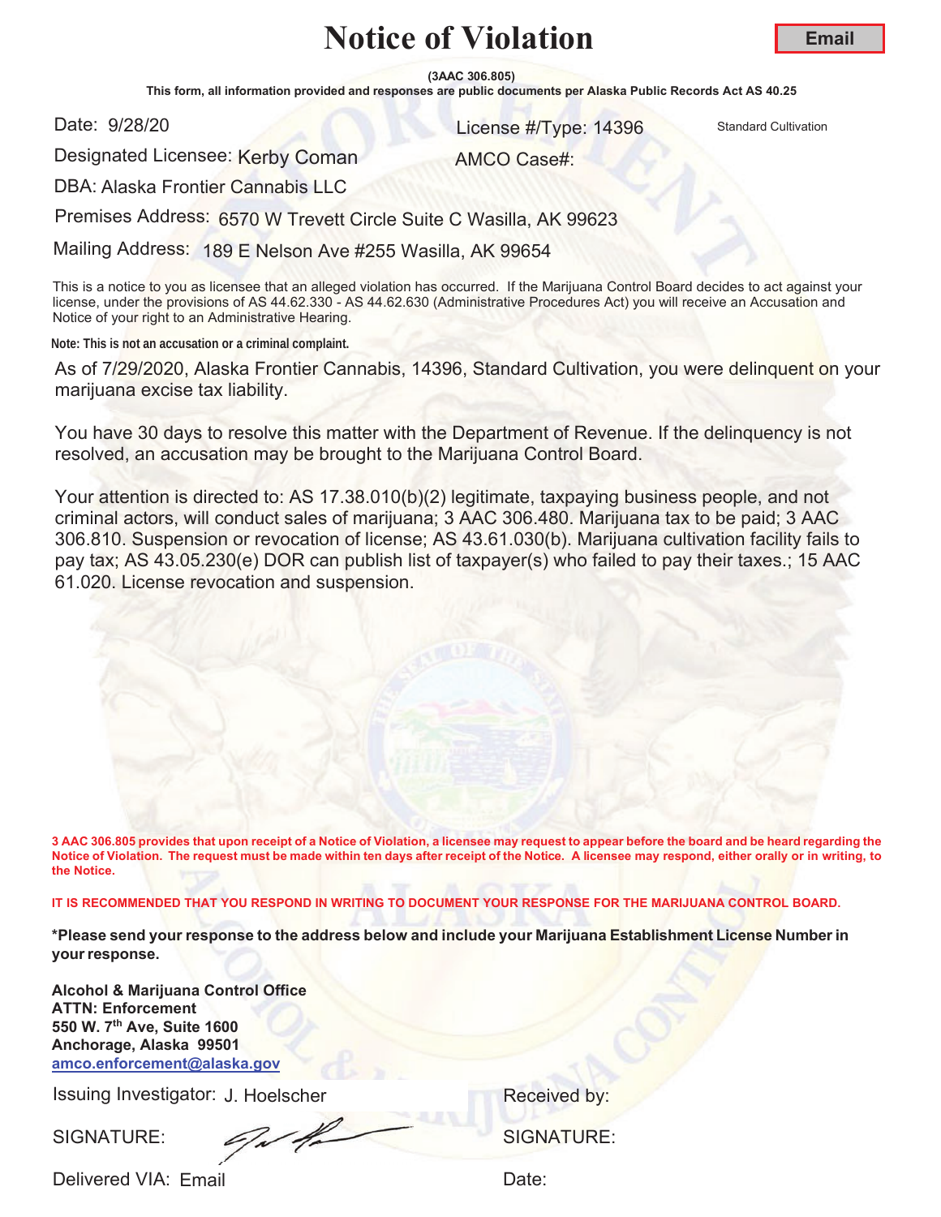# Notice of Violation

**Email**

**(3AAC 306.805)**

**This form, all information provided and responses are public documents per Alaska Public Records Act AS 40.25**

Date: 9/28/20

License #/Type: 14396 Standard Cultivation

Designated Licensee: Kerby Coman

AMCO Case#:

DBA: Alaska Frontier Cannabis LLC

Premises Address: 6570 W Trevett Circle Suite C Wasilla, AK 99623

Mailing Address: 189 E Nelson Ave #255 Wasilla, AK 99654

This is a notice to you as licensee that an alleged violation has occurred. If the Marijuana Control Board decides to act against your license, under the provisions of AS 44.62.330 - AS 44.62.630 (Administrative Procedures Act) you will receive an Accusation and Notice of your right to an Administrative Hearing.

**Note: This is not an accusation or a criminal complaint.**

As of 7/29/2020, Alaska Frontier Cannabis, 14396, Standard Cultivation, you were delinquent on your marijuana excise tax liability.

You have 30 days to resolve this matter with the Department of Revenue. If the delinquency is not resolved, an accusation may be brought to the Marijuana Control Board.

Your attention is directed to: AS 17.38.010(b)(2) legitimate, taxpaying business people, and not criminal actors, will conduct sales of marijuana; 3 AAC 306.480. Marijuana tax to be paid; 3 AAC 306.810. Suspension or revocation of license; AS 43.61.030(b). Marijuana cultivation facility fails to pay tax; AS 43.05.230(e) DOR can publish list of taxpayer(s) who failed to pay their taxes.; 15 AAC 61.020. License revocation and suspension.

**3 AAC 306.805 provides that upon receipt of a Notice of Violation, a licensee may request to appear before the board and be heard regarding the Notice of Violation. The request must be made within ten days after receipt of the Notice. A licensee may respond, either orally or in writing, to the Notice.**

**IT IS RECOMMENDED THAT YOU RESPOND IN WRITING TO DOCUMENT YOUR RESPONSE FOR THE MARIJUANA CONTROL BOARD.**

**\*Please send your response to the address below and include your Marijuana Establishment License Number in your response.**

**Alcohol & Marijuana Control Office**
**ATTN: Enforcement**
**550 W. 7th Ave, Suite 1600**
**Anchorage, Alaska 99501**
**amco.enforcement@alaska.gov**

Issuing Investigator: J. Hoelscher

Received by:

SIGNATURE:

SIGNATURE:

Delivered VIA: Email

Date: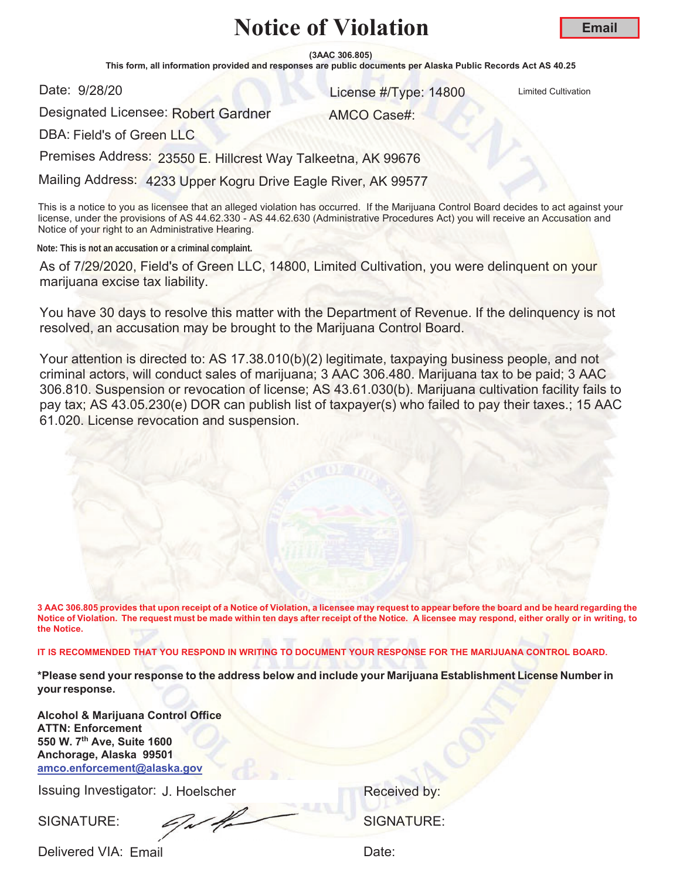# Notice of Violation

**Email**

**(3AAC 306.805)**
**This form, all information provided and responses are public documents per Alaska Public Records Act AS 40.25**

Date: 9/28/20

License #/Type: 14800 Limited Cultivation

Designated Licensee: Robert Gardner

AMCO Case#:

DBA: Field's of Green LLC

Premises Address: 23550 E. Hillcrest Way Talkeetna, AK 99676

Mailing Address: 4233 Upper Kogru Drive Eagle River, AK 99577

This is a notice to you as licensee that an alleged violation has occurred. If the Marijuana Control Board decides to act against your license, under the provisions of AS 44.62.330 - AS 44.62.630 (Administrative Procedures Act) you will receive an Accusation and Notice of your right to an Administrative Hearing.

**Note: This is not an accusation or a criminal complaint.**

As of 7/29/2020, Field's of Green LLC, 14800, Limited Cultivation, you were delinquent on your marijuana excise tax liability.

You have 30 days to resolve this matter with the Department of Revenue. If the delinquency is not resolved, an accusation may be brought to the Marijuana Control Board.

Your attention is directed to: AS 17.38.010(b)(2) legitimate, taxpaying business people, and not criminal actors, will conduct sales of marijuana; 3 AAC 306.480. Marijuana tax to be paid; 3 AAC 306.810. Suspension or revocation of license; AS 43.61.030(b). Marijuana cultivation facility fails to pay tax; AS 43.05.230(e) DOR can publish list of taxpayer(s) who failed to pay their taxes.; 15 AAC 61.020. License revocation and suspension.

**3 AAC 306.805 provides that upon receipt of a Notice of Violation, a licensee may request to appear before the board and be heard regarding the Notice of Violation. The request must be made within ten days after receipt of the Notice. A licensee may respond, either orally or in writing, to the Notice.**

**IT IS RECOMMENDED THAT YOU RESPOND IN WRITING TO DOCUMENT YOUR RESPONSE FOR THE MARIJUANA CONTROL BOARD.**

**\*Please send your response to the address below and include your Marijuana Establishment License Number in your response.**

**Alcohol & Marijuana Control Office**
**ATTN: Enforcement**
**550 W. 7th Ave, Suite 1600**
**Anchorage, Alaska 99501**
**amco.enforcement@alaska.gov**

Issuing Investigator: J. Hoelscher

Received by:

SIGNATURE:

SIGNATURE:

Delivered VIA: Email

Date: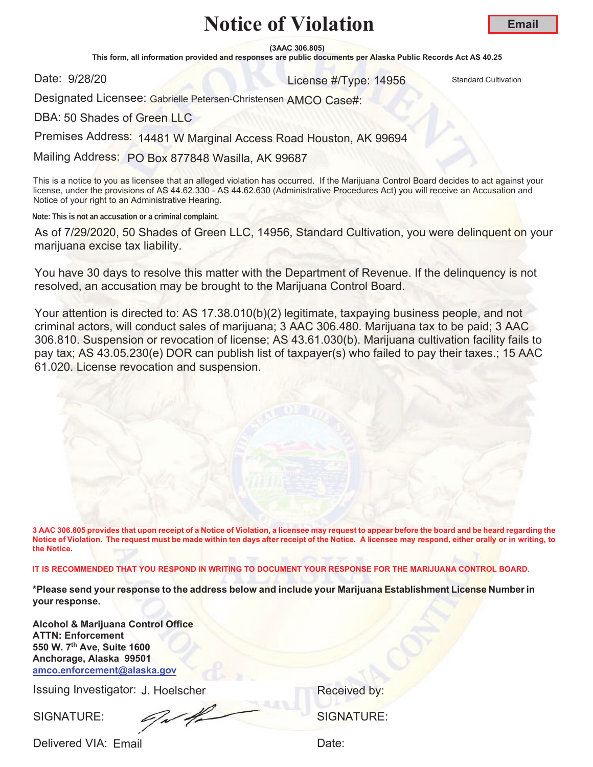# Notice of Violation

**Email**

**(3AAC 306.805)**

**This form, all information provided and responses are public documents per Alaska Public Records Act AS 40.25**

Date: 9/28/20

License #/Type: 14956 Standard Cultivation

Designated Licensee: Gabrielle Petersen-Christensen

AMCO Case#:

DBA: 50 Shades of Green LLC

Premises Address: 14481 W Marginal Access Road Houston, AK 99694

Mailing Address: PO Box 877848 Wasilla, AK 99687

This is a notice to you as licensee that an alleged violation has occurred. If the Marijuana Control Board decides to act against your license, under the provisions of AS 44.62.330 - AS 44.62.630 (Administrative Procedures Act) you will receive an Accusation and Notice of your right to an Administrative Hearing.

**Note: This is not an accusation or a criminal complaint.**

As of 7/29/2020, 50 Shades of Green LLC, 14956, Standard Cultivation, you were delinquent on your marijuana excise tax liability.

You have 30 days to resolve this matter with the Department of Revenue. If the delinquency is not resolved, an accusation may be brought to the Marijuana Control Board.

Your attention is directed to: AS 17.38.010(b)(2) legitimate, taxpaying business people, and not criminal actors, will conduct sales of marijuana; 3 AAC 306.480. Marijuana tax to be paid; 3 AAC 306.810. Suspension or revocation of license; AS 43.61.030(b). Marijuana cultivation facility fails to pay tax; AS 43.05.230(e) DOR can publish list of taxpayer(s) who failed to pay their taxes.; 15 AAC 61.020. License revocation and suspension.

**3 AAC 306.805 provides that upon receipt of a Notice of Violation, a licensee may request to appear before the board and be heard regarding the Notice of Violation. The request must be made within ten days after receipt of the Notice. A licensee may respond, either orally or in writing, to the Notice.**

**IT IS RECOMMENDED THAT YOU RESPOND IN WRITING TO DOCUMENT YOUR RESPONSE FOR THE MARIJUANA CONTROL BOARD.**

**\*Please send your response to the address below and include your Marijuana Establishment License Number in your response.**

**Alcohol & Marijuana Control Office**
**ATTN: Enforcement**
**550 W. 7th Ave, Suite 1600**
**Anchorage, Alaska 99501**
**amco.enforcement@alaska.gov**

Issuing Investigator: J. Hoelscher

SIGNATURE: [signature]

Delivered VIA: Email

Received by:

SIGNATURE:

Date: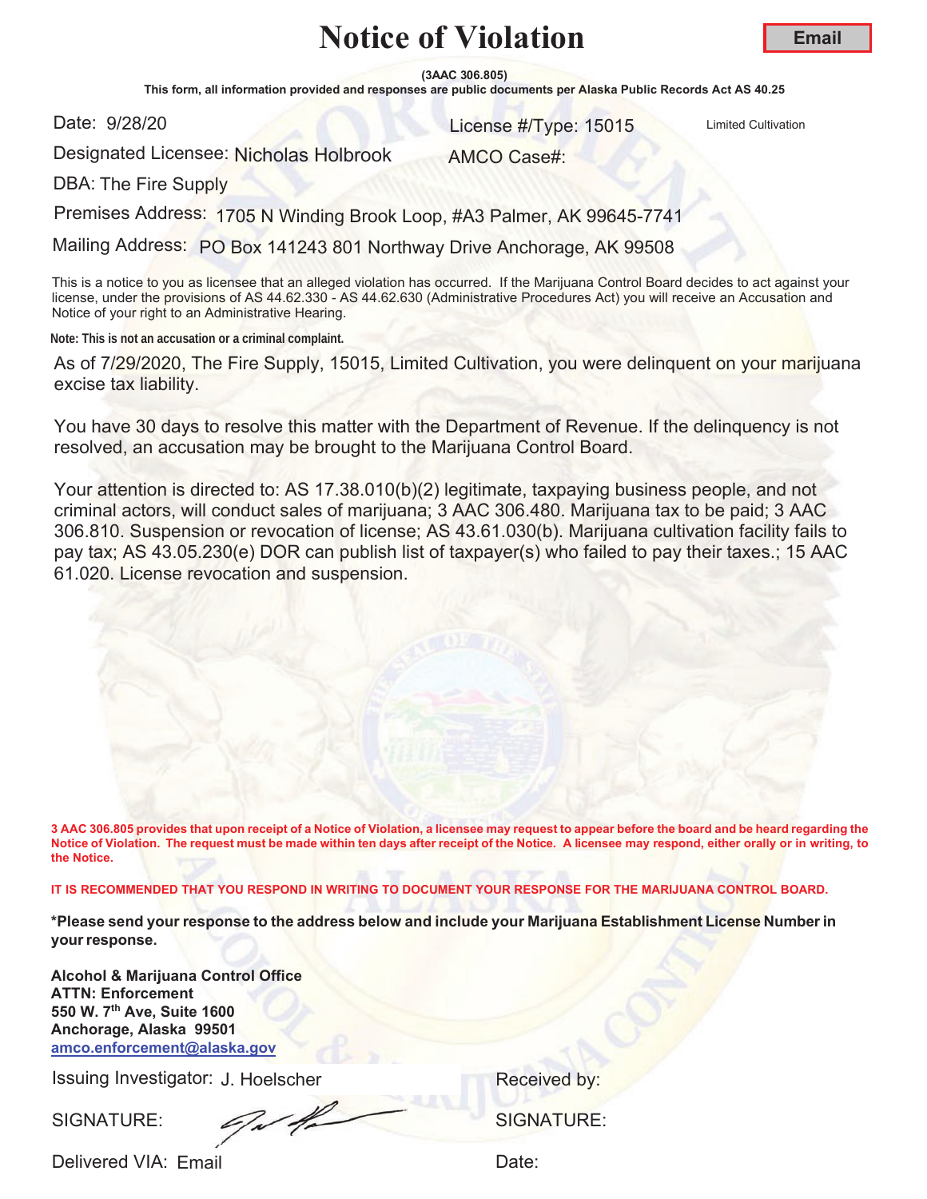# Notice of Violation

**Email**

**(3AAC 306.805)**

**This form, all information provided and responses are public documents per Alaska Public Records Act AS 40.25**

Date: 9/28/20

License #/Type: 15015 Limited Cultivation

Designated Licensee: Nicholas Holbrook

AMCO Case#:

DBA: The Fire Supply

Premises Address: 1705 N Winding Brook Loop, #A3 Palmer, AK 99645-7741

Mailing Address: PO Box 141243 801 Northway Drive Anchorage, AK 99508

This is a notice to you as licensee that an alleged violation has occurred. If the Marijuana Control Board decides to act against your license, under the provisions of AS 44.62.330 - AS 44.62.630 (Administrative Procedures Act) you will receive an Accusation and Notice of your right to an Administrative Hearing.

**Note: This is not an accusation or a criminal complaint.**

As of 7/29/2020, The Fire Supply, 15015, Limited Cultivation, you were delinquent on your marijuana excise tax liability.

You have 30 days to resolve this matter with the Department of Revenue. If the delinquency is not resolved, an accusation may be brought to the Marijuana Control Board.

Your attention is directed to: AS 17.38.010(b)(2) legitimate, taxpaying business people, and not criminal actors, will conduct sales of marijuana; 3 AAC 306.480. Marijuana tax to be paid; 3 AAC 306.810. Suspension or revocation of license; AS 43.61.030(b). Marijuana cultivation facility fails to pay tax; AS 43.05.230(e) DOR can publish list of taxpayer(s) who failed to pay their taxes.; 15 AAC 61.020. License revocation and suspension.

**3 AAC 306.805 provides that upon receipt of a Notice of Violation, a licensee may request to appear before the board and be heard regarding the Notice of Violation. The request must be made within ten days after receipt of the Notice. A licensee may respond, either orally or in writing, to the Notice.**

**IT IS RECOMMENDED THAT YOU RESPOND IN WRITING TO DOCUMENT YOUR RESPONSE FOR THE MARIJUANA CONTROL BOARD.**

**\*Please send your response to the address below and include your Marijuana Establishment License Number in your response.**

**Alcohol & Marijuana Control Office**
**ATTN: Enforcement**
**550 W. 7th Ave, Suite 1600**
**Anchorage, Alaska 99501**
**amco.enforcement@alaska.gov**

Issuing Investigator: J. Hoelscher

Received by:

SIGNATURE:

SIGNATURE:

Delivered VIA: Email

Date: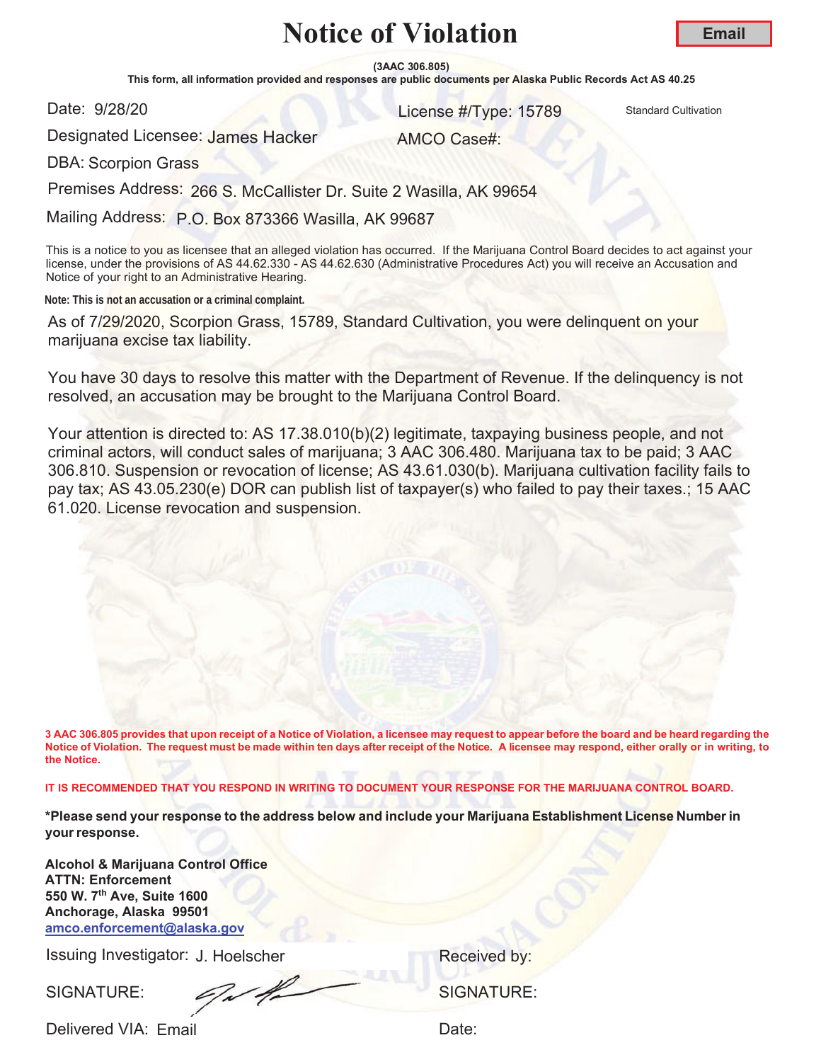# Notice of Violation

**Email**

**(3AAC 306.805)**

**This form, all information provided and responses are public documents per Alaska Public Records Act AS 40.25**

Date: 9/28/20

License #/Type: 15789 Standard Cultivation

Designated Licensee: James Hacker

AMCO Case#:

DBA: Scorpion Grass

Premises Address: 266 S. McCallister Dr. Suite 2 Wasilla, AK 99654

Mailing Address: P.O. Box 873366 Wasilla, AK 99687

This is a notice to you as licensee that an alleged violation has occurred. If the Marijuana Control Board decides to act against your license, under the provisions of AS 44.62.330 - AS 44.62.630 (Administrative Procedures Act) you will receive an Accusation and Notice of your right to an Administrative Hearing.

**Note: This is not an accusation or a criminal complaint.**

As of 7/29/2020, Scorpion Grass, 15789, Standard Cultivation, you were delinquent on your marijuana excise tax liability.

You have 30 days to resolve this matter with the Department of Revenue. If the delinquency is not resolved, an accusation may be brought to the Marijuana Control Board.

Your attention is directed to: AS 17.38.010(b)(2) legitimate, taxpaying business people, and not criminal actors, will conduct sales of marijuana; 3 AAC 306.480. Marijuana tax to be paid; 3 AAC 306.810. Suspension or revocation of license; AS 43.61.030(b). Marijuana cultivation facility fails to pay tax; AS 43.05.230(e) DOR can publish list of taxpayer(s) who failed to pay their taxes.; 15 AAC 61.020. License revocation and suspension.

**3 AAC 306.805 provides that upon receipt of a Notice of Violation, a licensee may request to appear before the board and be heard regarding the Notice of Violation. The request must be made within ten days after receipt of the Notice. A licensee may respond, either orally or in writing, to the Notice.**

**IT IS RECOMMENDED THAT YOU RESPOND IN WRITING TO DOCUMENT YOUR RESPONSE FOR THE MARIJUANA CONTROL BOARD.**

**\*Please send your response to the address below and include your Marijuana Establishment License Number in your response.**

**Alcohol & Marijuana Control Office**
**ATTN: Enforcement**
**550 W. 7th Ave, Suite 1600**
**Anchorage, Alaska 99501**
**amco.enforcement@alaska.gov**

Issuing Investigator: J. Hoelscher

Received by:

SIGNATURE:

SIGNATURE:

Delivered VIA: Email

Date: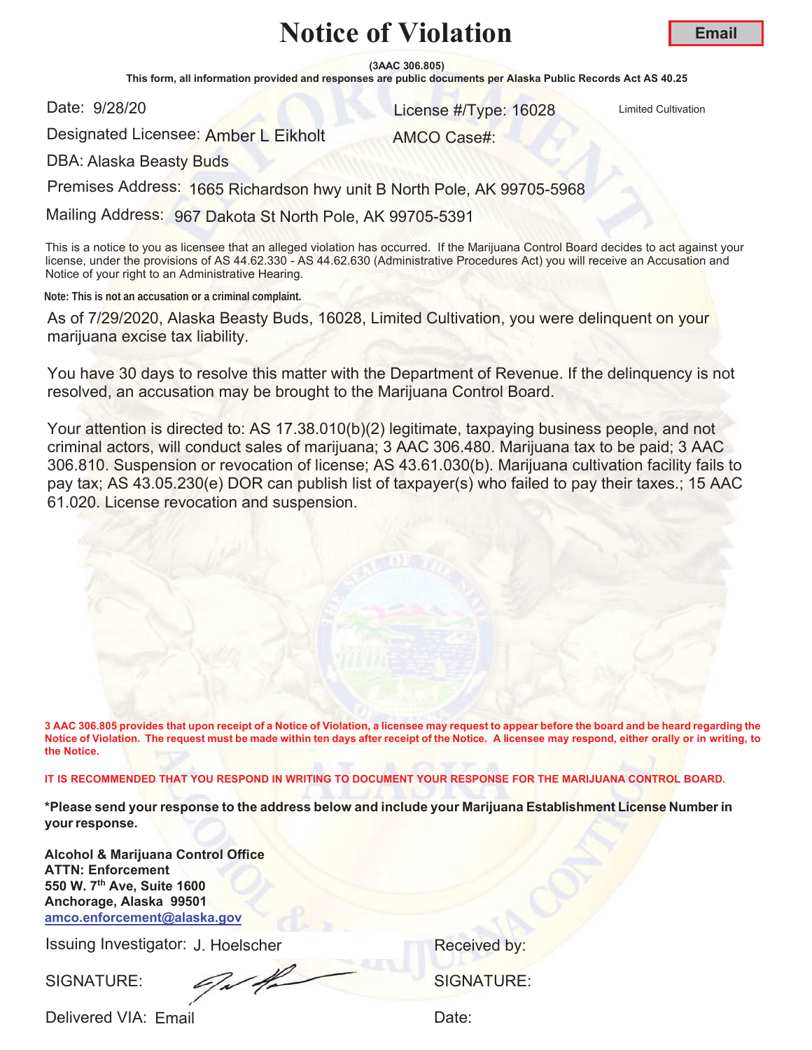# Notice of Violation

**Email**

**(3AAC 306.805)**

**This form, all information provided and responses are public documents per Alaska Public Records Act AS 40.25**

Date: 9/28/20

License #/Type: 16028 Limited Cultivation

Designated Licensee: Amber L Eikholt

AMCO Case#:

DBA: Alaska Beasty Buds

Premises Address: 1665 Richardson hwy unit B North Pole, AK 99705-5968

Mailing Address: 967 Dakota St North Pole, AK 99705-5391

This is a notice to you as licensee that an alleged violation has occurred. If the Marijuana Control Board decides to act against your license, under the provisions of AS 44.62.330 - AS 44.62.630 (Administrative Procedures Act) you will receive an Accusation and Notice of your right to an Administrative Hearing.

**Note: This is not an accusation or a criminal complaint.**

As of 7/29/2020, Alaska Beasty Buds, 16028, Limited Cultivation, you were delinquent on your marijuana excise tax liability.

You have 30 days to resolve this matter with the Department of Revenue. If the delinquency is not resolved, an accusation may be brought to the Marijuana Control Board.

Your attention is directed to: AS 17.38.010(b)(2) legitimate, taxpaying business people, and not criminal actors, will conduct sales of marijuana; 3 AAC 306.480. Marijuana tax to be paid; 3 AAC 306.810. Suspension or revocation of license; AS 43.61.030(b). Marijuana cultivation facility fails to pay tax; AS 43.05.230(e) DOR can publish list of taxpayer(s) who failed to pay their taxes.; 15 AAC 61.020. License revocation and suspension.

**3 AAC 306.805 provides that upon receipt of a Notice of Violation, a licensee may request to appear before the board and be heard regarding the Notice of Violation. The request must be made within ten days after receipt of the Notice. A licensee may respond, either orally or in writing, to the Notice.**

**IT IS RECOMMENDED THAT YOU RESPOND IN WRITING TO DOCUMENT YOUR RESPONSE FOR THE MARIJUANA CONTROL BOARD.**

**\*Please send your response to the address below and include your Marijuana Establishment License Number in your response.**

**Alcohol & Marijuana Control Office**
**ATTN: Enforcement**
**550 W. 7th Ave, Suite 1600**
**Anchorage, Alaska 99501**
**amco.enforcement@alaska.gov**

Issuing Investigator: J. Hoelscher

Received by:

SIGNATURE: [signature]

SIGNATURE:

Delivered VIA: Email

Date: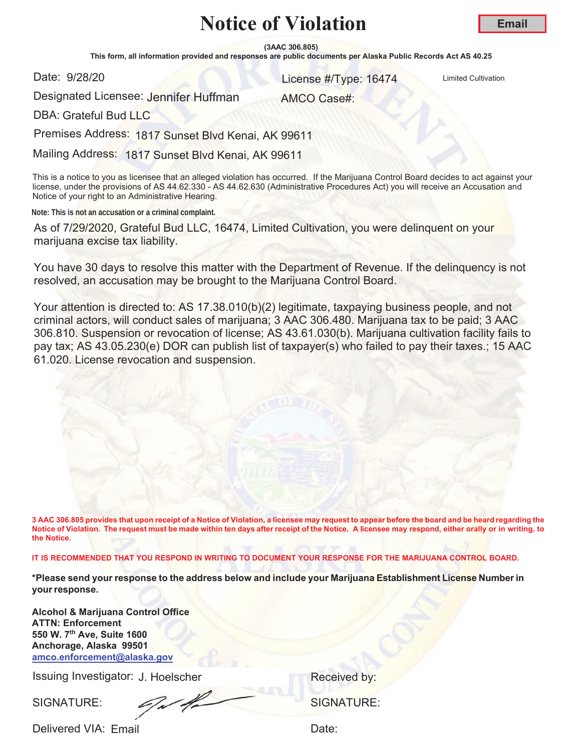# Notice of Violation

**Email**

**(3AAC 306.805)**

**This form, all information provided and responses are public documents per Alaska Public Records Act AS 40.25**

Date: 9/28/20

License #/Type: 16474 Limited Cultivation

Designated Licensee: Jennifer Huffman

AMCO Case#:

DBA: Grateful Bud LLC

Premises Address: 1817 Sunset Blvd Kenai, AK 99611

Mailing Address: 1817 Sunset Blvd Kenai, AK 99611

This is a notice to you as licensee that an alleged violation has occurred. If the Marijuana Control Board decides to act against your license, under the provisions of AS 44.62.330 - AS 44.62.630 (Administrative Procedures Act) you will receive an Accusation and Notice of your right to an Administrative Hearing.

**Note: This is not an accusation or a criminal complaint.**

As of 7/29/2020, Grateful Bud LLC, 16474, Limited Cultivation, you were delinquent on your marijuana excise tax liability.

You have 30 days to resolve this matter with the Department of Revenue. If the delinquency is not resolved, an accusation may be brought to the Marijuana Control Board.

Your attention is directed to: AS 17.38.010(b)(2) legitimate, taxpaying business people, and not criminal actors, will conduct sales of marijuana; 3 AAC 306.480. Marijuana tax to be paid; 3 AAC 306.810. Suspension or revocation of license; AS 43.61.030(b). Marijuana cultivation facility fails to pay tax; AS 43.05.230(e) DOR can publish list of taxpayer(s) who failed to pay their taxes.; 15 AAC 61.020. License revocation and suspension.

**3 AAC 306.805 provides that upon receipt of a Notice of Violation, a licensee may request to appear before the board and be heard regarding the Notice of Violation. The request must be made within ten days after receipt of the Notice. A licensee may respond, either orally or in writing, to the Notice.**

**IT IS RECOMMENDED THAT YOU RESPOND IN WRITING TO DOCUMENT YOUR RESPONSE FOR THE MARIJUANA CONTROL BOARD.**

**\*Please send your response to the address below and include your Marijuana Establishment License Number in your response.**

**Alcohol & Marijuana Control Office**
**ATTN: Enforcement**
**550 W. 7th Ave, Suite 1600**
**Anchorage, Alaska 99501**
**amco.enforcement@alaska.gov**

Issuing Investigator: J. Hoelscher

Received by:

SIGNATURE: [signature]

SIGNATURE:

Delivered VIA: Email

Date: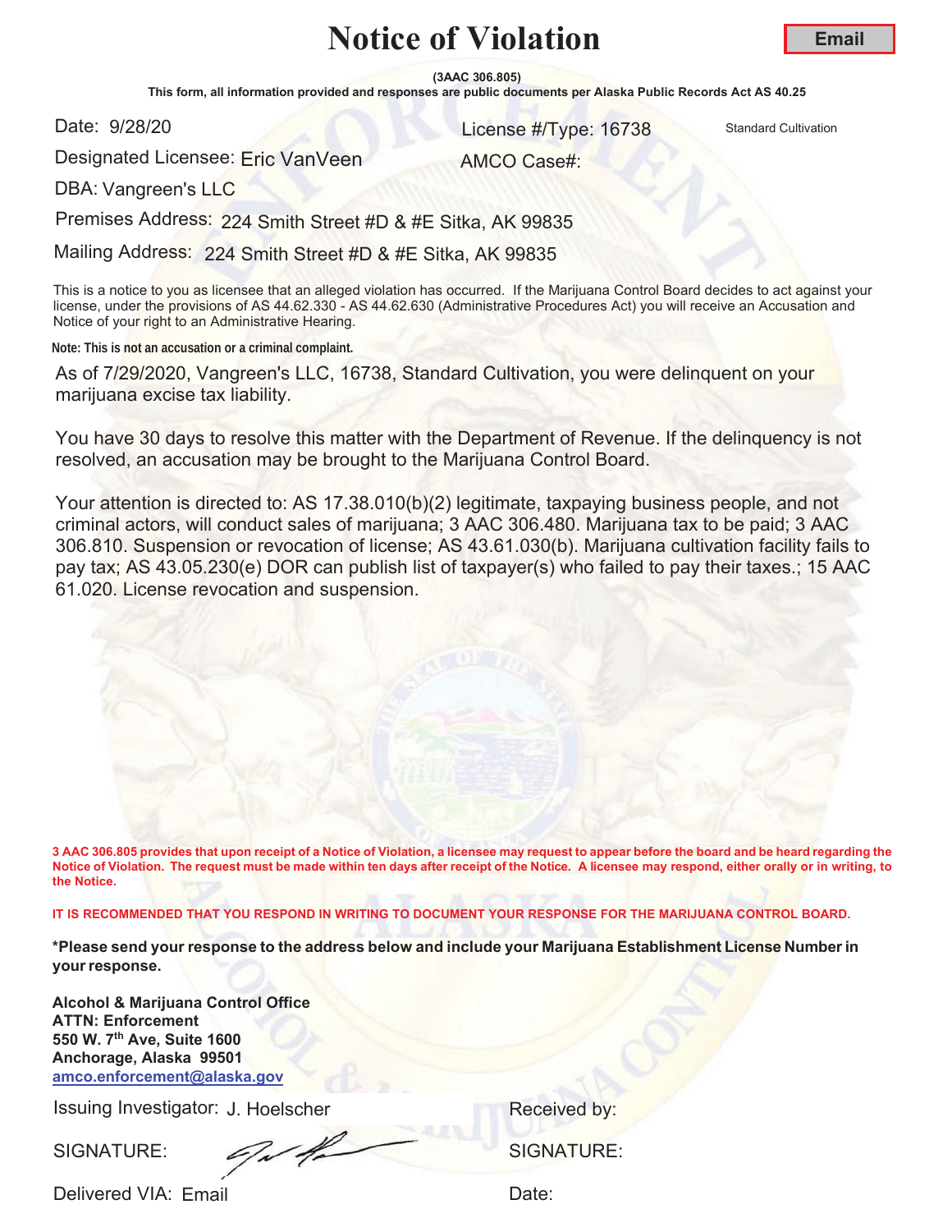# Notice of Violation

**Email**

**(3AAC 306.805)**

**This form, all information provided and responses are public documents per Alaska Public Records Act AS 40.25**

Date: 9/28/20

License #/Type: 16738 Standard Cultivation

Designated Licensee: Eric VanVeen

AMCO Case#:

DBA: Vangreen's LLC

Premises Address: 224 Smith Street #D & #E Sitka, AK 99835

Mailing Address: 224 Smith Street #D & #E Sitka, AK 99835

This is a notice to you as licensee that an alleged violation has occurred. If the Marijuana Control Board decides to act against your license, under the provisions of AS 44.62.330 - AS 44.62.630 (Administrative Procedures Act) you will receive an Accusation and Notice of your right to an Administrative Hearing.

**Note: This is not an accusation or a criminal complaint.**

As of 7/29/2020, Vangreen's LLC, 16738, Standard Cultivation, you were delinquent on your marijuana excise tax liability.

You have 30 days to resolve this matter with the Department of Revenue. If the delinquency is not resolved, an accusation may be brought to the Marijuana Control Board.

Your attention is directed to: AS 17.38.010(b)(2) legitimate, taxpaying business people, and not criminal actors, will conduct sales of marijuana; 3 AAC 306.480. Marijuana tax to be paid; 3 AAC 306.810. Suspension or revocation of license; AS 43.61.030(b). Marijuana cultivation facility fails to pay tax; AS 43.05.230(e) DOR can publish list of taxpayer(s) who failed to pay their taxes.; 15 AAC 61.020. License revocation and suspension.

**3 AAC 306.805 provides that upon receipt of a Notice of Violation, a licensee may request to appear before the board and be heard regarding the Notice of Violation. The request must be made within ten days after receipt of the Notice. A licensee may respond, either orally or in writing, to the Notice.**

**IT IS RECOMMENDED THAT YOU RESPOND IN WRITING TO DOCUMENT YOUR RESPONSE FOR THE MARIJUANA CONTROL BOARD.**

**\*Please send your response to the address below and include your Marijuana Establishment License Number in your response.**

**Alcohol & Marijuana Control Office**
**ATTN: Enforcement**
**550 W. 7th Ave, Suite 1600**
**Anchorage, Alaska 99501**
**amco.enforcement@alaska.gov**

Issuing Investigator: J. Hoelscher

Received by:

SIGNATURE:

SIGNATURE:

Delivered VIA: Email

Date: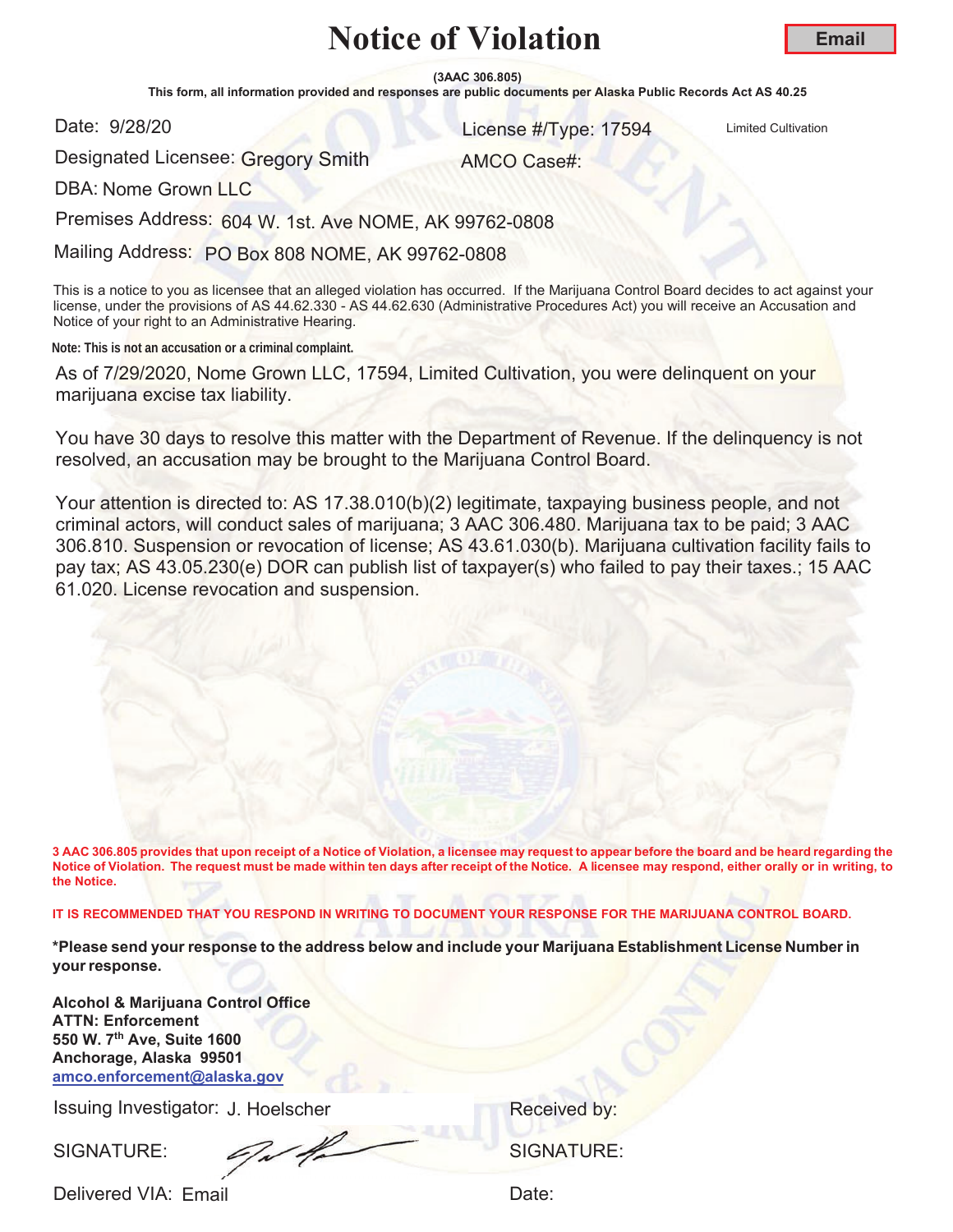# Notice of Violation

**Email**

**(3AAC 306.805)**

**This form, all information provided and responses are public documents per Alaska Public Records Act AS 40.25**

Date: 9/28/20

License #/Type: 17594 Limited Cultivation

Designated Licensee: Gregory Smith

AMCO Case#:

DBA: Nome Grown LLC

Premises Address: 604 W. 1st. Ave NOME, AK 99762-0808

Mailing Address: PO Box 808 NOME, AK 99762-0808

This is a notice to you as licensee that an alleged violation has occurred. If the Marijuana Control Board decides to act against your license, under the provisions of AS 44.62.330 - AS 44.62.630 (Administrative Procedures Act) you will receive an Accusation and Notice of your right to an Administrative Hearing.

**Note: This is not an accusation or a criminal complaint.**

As of 7/29/2020, Nome Grown LLC, 17594, Limited Cultivation, you were delinquent on your marijuana excise tax liability.

You have 30 days to resolve this matter with the Department of Revenue. If the delinquency is not resolved, an accusation may be brought to the Marijuana Control Board.

Your attention is directed to: AS 17.38.010(b)(2) legitimate, taxpaying business people, and not criminal actors, will conduct sales of marijuana; 3 AAC 306.480. Marijuana tax to be paid; 3 AAC 306.810. Suspension or revocation of license; AS 43.61.030(b). Marijuana cultivation facility fails to pay tax; AS 43.05.230(e) DOR can publish list of taxpayer(s) who failed to pay their taxes.; 15 AAC 61.020. License revocation and suspension.

**3 AAC 306.805 provides that upon receipt of a Notice of Violation, a licensee may request to appear before the board and be heard regarding the Notice of Violation. The request must be made within ten days after receipt of the Notice. A licensee may respond, either orally or in writing, to the Notice.**

**IT IS RECOMMENDED THAT YOU RESPOND IN WRITING TO DOCUMENT YOUR RESPONSE FOR THE MARIJUANA CONTROL BOARD.**

**\*Please send your response to the address below and include your Marijuana Establishment License Number in your response.**

**Alcohol & Marijuana Control Office**
**ATTN: Enforcement**
**550 W. 7th Ave, Suite 1600**
**Anchorage, Alaska 99501**
**amco.enforcement@alaska.gov**

Issuing Investigator: J. Hoelscher

Received by:

SIGNATURE:

SIGNATURE:

Delivered VIA: Email

Date: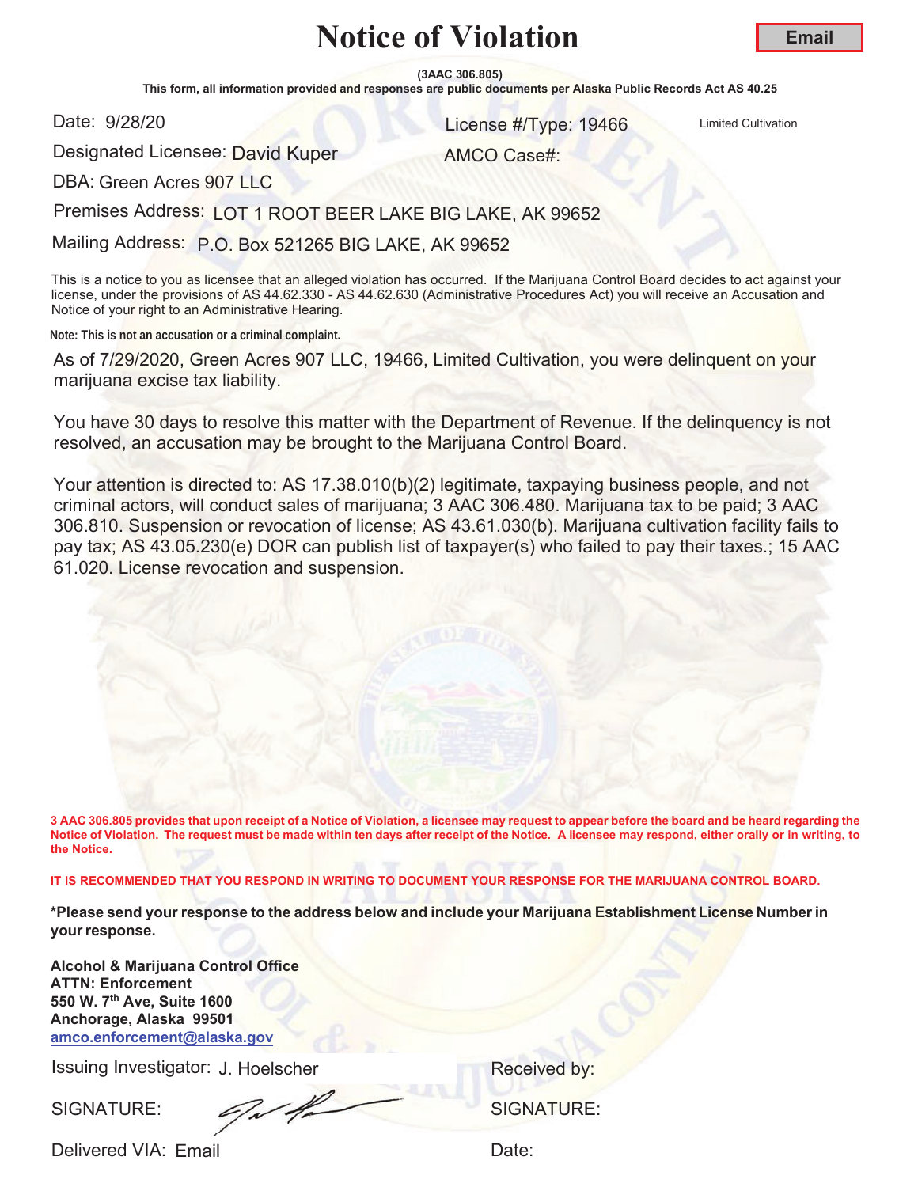# Notice of Violation

**Email**

**(3AAC 306.805)**

**This form, all information provided and responses are public documents per Alaska Public Records Act AS 40.25**

Date: 9/28/20

License #/Type: 19466 Limited Cultivation

Designated Licensee: David Kuper

AMCO Case#:

DBA: Green Acres 907 LLC

Premises Address: LOT 1 ROOT BEER LAKE BIG LAKE, AK 99652

Mailing Address: P.O. Box 521265 BIG LAKE, AK 99652

This is a notice to you as licensee that an alleged violation has occurred. If the Marijuana Control Board decides to act against your license, under the provisions of AS 44.62.330 - AS 44.62.630 (Administrative Procedures Act) you will receive an Accusation and Notice of your right to an Administrative Hearing.

**Note: This is not an accusation or a criminal complaint.**

As of 7/29/2020, Green Acres 907 LLC, 19466, Limited Cultivation, you were delinquent on your marijuana excise tax liability.

You have 30 days to resolve this matter with the Department of Revenue. If the delinquency is not resolved, an accusation may be brought to the Marijuana Control Board.

Your attention is directed to: AS 17.38.010(b)(2) legitimate, taxpaying business people, and not criminal actors, will conduct sales of marijuana; 3 AAC 306.480. Marijuana tax to be paid; 3 AAC 306.810. Suspension or revocation of license; AS 43.61.030(b). Marijuana cultivation facility fails to pay tax; AS 43.05.230(e) DOR can publish list of taxpayer(s) who failed to pay their taxes.; 15 AAC 61.020. License revocation and suspension.

**3 AAC 306.805 provides that upon receipt of a Notice of Violation, a licensee may request to appear before the board and be heard regarding the Notice of Violation. The request must be made within ten days after receipt of the Notice. A licensee may respond, either orally or in writing, to the Notice.**

**IT IS RECOMMENDED THAT YOU RESPOND IN WRITING TO DOCUMENT YOUR RESPONSE FOR THE MARIJUANA CONTROL BOARD.**

**\*Please send your response to the address below and include your Marijuana Establishment License Number in your response.**

**Alcohol & Marijuana Control Office**
**ATTN: Enforcement**
**550 W. 7th Ave, Suite 1600**
**Anchorage, Alaska 99501**
**amco.enforcement@alaska.gov**

Issuing Investigator: J. Hoelscher

Received by:

SIGNATURE:

SIGNATURE:

Delivered VIA: Email

Date: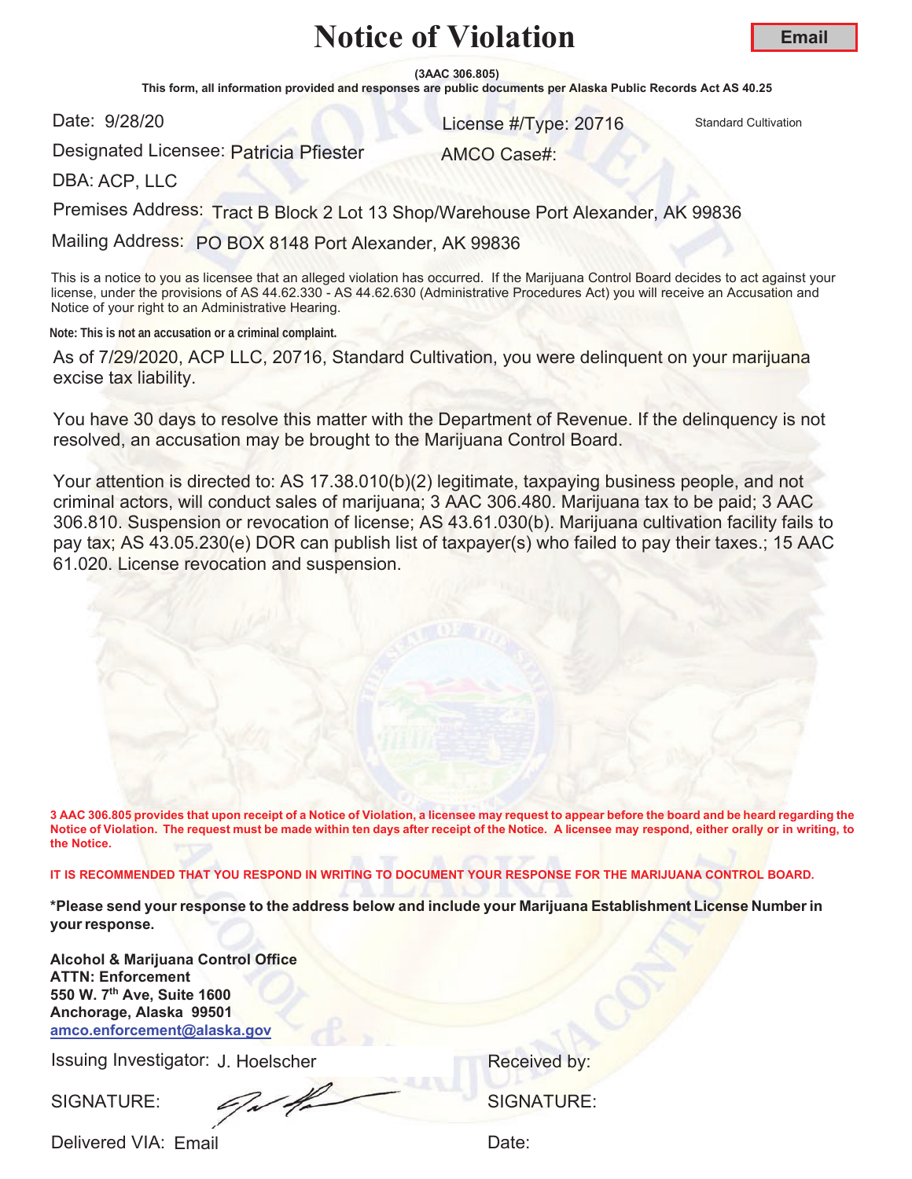# Notice of Violation

**Email**

**(3AAC 306.805)**

**This form, all information provided and responses are public documents per Alaska Public Records Act AS 40.25**

Date: 9/28/20

License #/Type: 20716 Standard Cultivation

Designated Licensee: Patricia Pfiester

AMCO Case#:

DBA: ACP, LLC

Premises Address: Tract B Block 2 Lot 13 Shop/Warehouse Port Alexander, AK 99836

Mailing Address: PO BOX 8148 Port Alexander, AK 99836

This is a notice to you as licensee that an alleged violation has occurred. If the Marijuana Control Board decides to act against your license, under the provisions of AS 44.62.330 - AS 44.62.630 (Administrative Procedures Act) you will receive an Accusation and Notice of your right to an Administrative Hearing.

**Note: This is not an accusation or a criminal complaint.**

As of 7/29/2020, ACP LLC, 20716, Standard Cultivation, you were delinquent on your marijuana excise tax liability.

You have 30 days to resolve this matter with the Department of Revenue. If the delinquency is not resolved, an accusation may be brought to the Marijuana Control Board.

Your attention is directed to: AS 17.38.010(b)(2) legitimate, taxpaying business people, and not criminal actors, will conduct sales of marijuana; 3 AAC 306.480. Marijuana tax to be paid; 3 AAC 306.810. Suspension or revocation of license; AS 43.61.030(b). Marijuana cultivation facility fails to pay tax; AS 43.05.230(e) DOR can publish list of taxpayer(s) who failed to pay their taxes.; 15 AAC 61.020. License revocation and suspension.

**3 AAC 306.805 provides that upon receipt of a Notice of Violation, a licensee may request to appear before the board and be heard regarding the Notice of Violation. The request must be made within ten days after receipt of the Notice. A licensee may respond, either orally or in writing, to the Notice.**

**IT IS RECOMMENDED THAT YOU RESPOND IN WRITING TO DOCUMENT YOUR RESPONSE FOR THE MARIJUANA CONTROL BOARD.**

**\*Please send your response to the address below and include your Marijuana Establishment License Number in your response.**

**Alcohol & Marijuana Control Office**
**ATTN: Enforcement**
**550 W. 7th Ave, Suite 1600**
**Anchorage, Alaska 99501**
**amco.enforcement@alaska.gov**

Issuing Investigator: J. Hoelscher

Received by:

SIGNATURE:

SIGNATURE:

Delivered VIA: Email

Date: